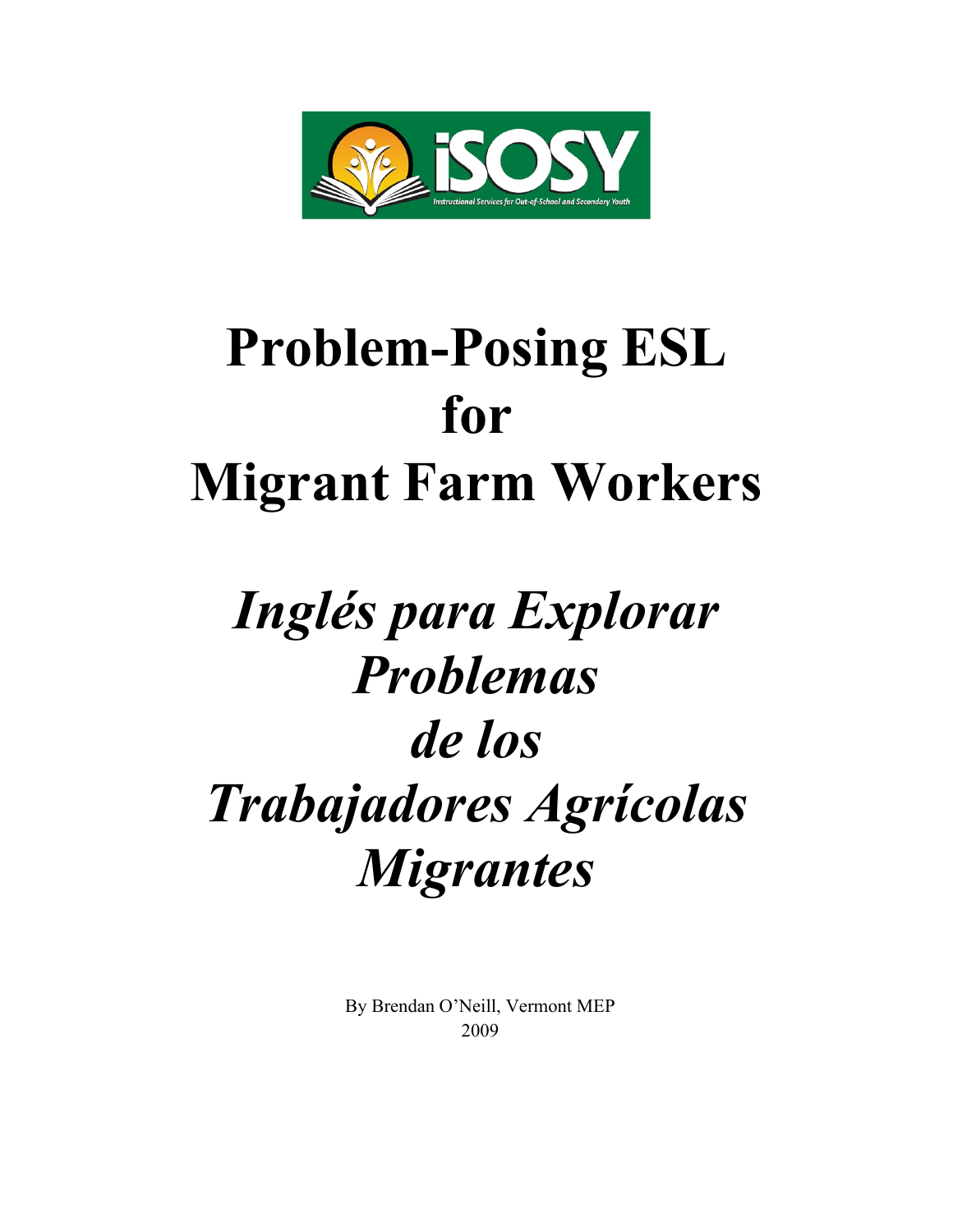# Problem-Posing ESL for Migrant Farm Workers

# *Inglés para Explorar Problemas de los Trabajadores Agrícolas Migrantes*

By Brendan O'Neill, Vermont MEP
2009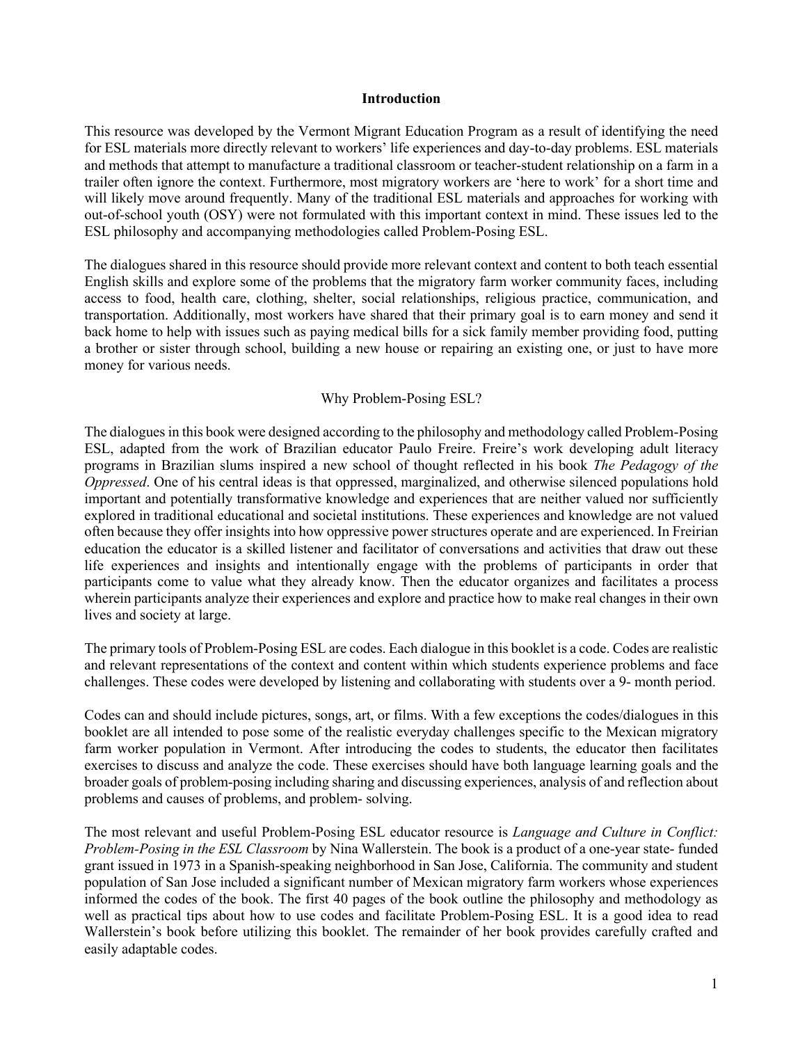# Introduction

This resource was developed by the Vermont Migrant Education Program as a result of identifying the need for ESL materials more directly relevant to workers' life experiences and day-to-day problems. ESL materials and methods that attempt to manufacture a traditional classroom or teacher-student relationship on a farm in a trailer often ignore the context. Furthermore, most migratory workers are 'here to work' for a short time and will likely move around frequently. Many of the traditional ESL materials and approaches for working with out-of-school youth (OSY) were not formulated with this important context in mind. These issues led to the ESL philosophy and accompanying methodologies called Problem-Posing ESL.

The dialogues shared in this resource should provide more relevant context and content to both teach essential English skills and explore some of the problems that the migratory farm worker community faces, including access to food, health care, clothing, shelter, social relationships, religious practice, communication, and transportation. Additionally, most workers have shared that their primary goal is to earn money and send it back home to help with issues such as paying medical bills for a sick family member providing food, putting a brother or sister through school, building a new house or repairing an existing one, or just to have more money for various needs.

## Why Problem-Posing ESL?

The dialogues in this book were designed according to the philosophy and methodology called Problem-Posing ESL, adapted from the work of Brazilian educator Paulo Freire. Freire's work developing adult literacy programs in Brazilian slums inspired a new school of thought reflected in his book *The Pedagogy of the Oppressed*. One of his central ideas is that oppressed, marginalized, and otherwise silenced populations hold important and potentially transformative knowledge and experiences that are neither valued nor sufficiently explored in traditional educational and societal institutions. These experiences and knowledge are not valued often because they offer insights into how oppressive power structures operate and are experienced. In Freirian education the educator is a skilled listener and facilitator of conversations and activities that draw out these life experiences and insights and intentionally engage with the problems of participants in order that participants come to value what they already know. Then the educator organizes and facilitates a process wherein participants analyze their experiences and explore and practice how to make real changes in their own lives and society at large.

The primary tools of Problem-Posing ESL are codes. Each dialogue in this booklet is a code. Codes are realistic and relevant representations of the context and content within which students experience problems and face challenges. These codes were developed by listening and collaborating with students over a 9- month period.

Codes can and should include pictures, songs, art, or films. With a few exceptions the codes/dialogues in this booklet are all intended to pose some of the realistic everyday challenges specific to the Mexican migratory farm worker population in Vermont. After introducing the codes to students, the educator then facilitates exercises to discuss and analyze the code. These exercises should have both language learning goals and the broader goals of problem-posing including sharing and discussing experiences, analysis of and reflection about problems and causes of problems, and problem- solving.

The most relevant and useful Problem-Posing ESL educator resource is *Language and Culture in Conflict: Problem-Posing in the ESL Classroom* by Nina Wallerstein. The book is a product of a one-year state- funded grant issued in 1973 in a Spanish-speaking neighborhood in San Jose, California. The community and student population of San Jose included a significant number of Mexican migratory farm workers whose experiences informed the codes of the book. The first 40 pages of the book outline the philosophy and methodology as well as practical tips about how to use codes and facilitate Problem-Posing ESL. It is a good idea to read Wallerstein's book before utilizing this booklet. The remainder of her book provides carefully crafted and easily adaptable codes.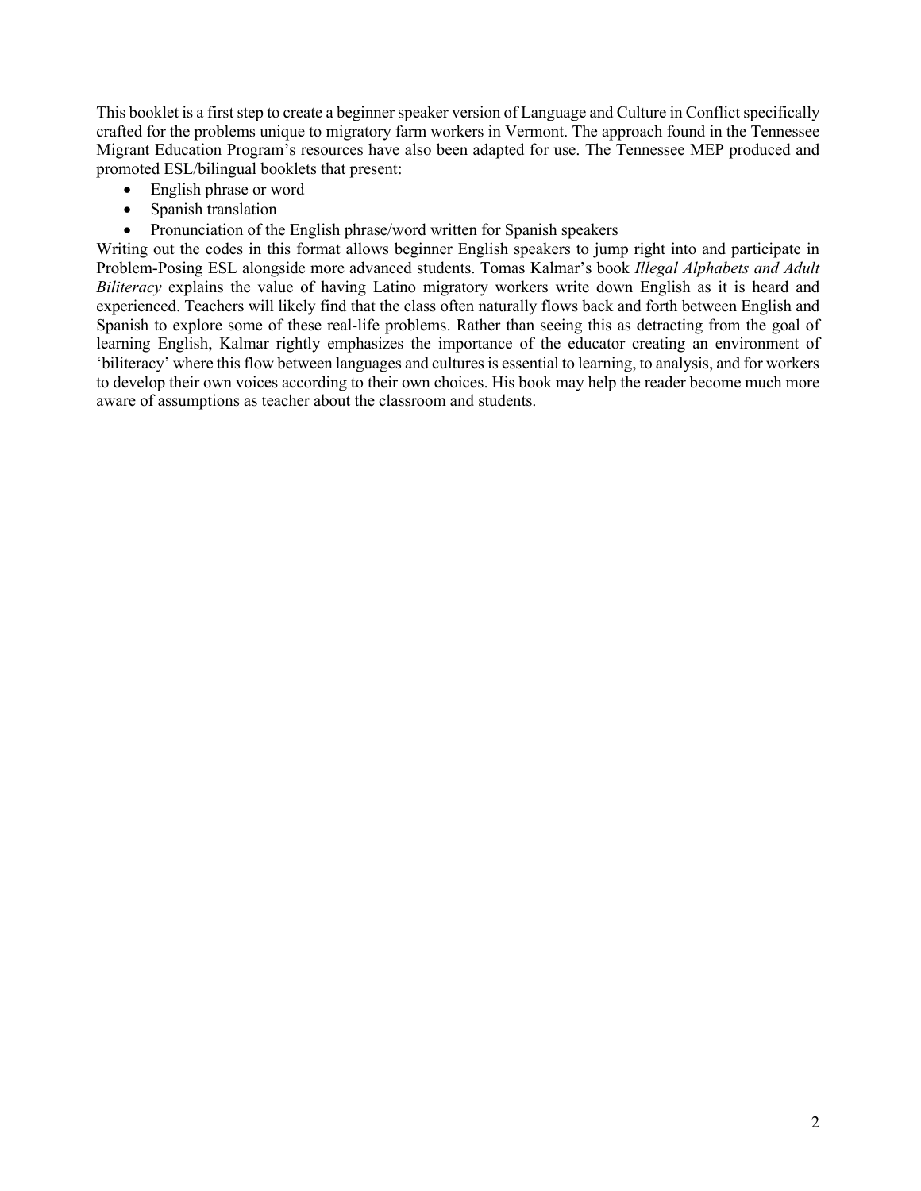This booklet is a first step to create a beginner speaker version of Language and Culture in Conflict specifically crafted for the problems unique to migratory farm workers in Vermont. The approach found in the Tennessee Migrant Education Program's resources have also been adapted for use. The Tennessee MEP produced and promoted ESL/bilingual booklets that present:

- English phrase or word
- Spanish translation
- Pronunciation of the English phrase/word written for Spanish speakers

Writing out the codes in this format allows beginner English speakers to jump right into and participate in Problem-Posing ESL alongside more advanced students. Tomas Kalmar's book *Illegal Alphabets and Adult Biliteracy* explains the value of having Latino migratory workers write down English as it is heard and experienced. Teachers will likely find that the class often naturally flows back and forth between English and Spanish to explore some of these real-life problems. Rather than seeing this as detracting from the goal of learning English, Kalmar rightly emphasizes the importance of the educator creating an environment of 'biliteracy' where this flow between languages and cultures is essential to learning, to analysis, and for workers to develop their own voices according to their own choices. His book may help the reader become much more aware of assumptions as teacher about the classroom and students.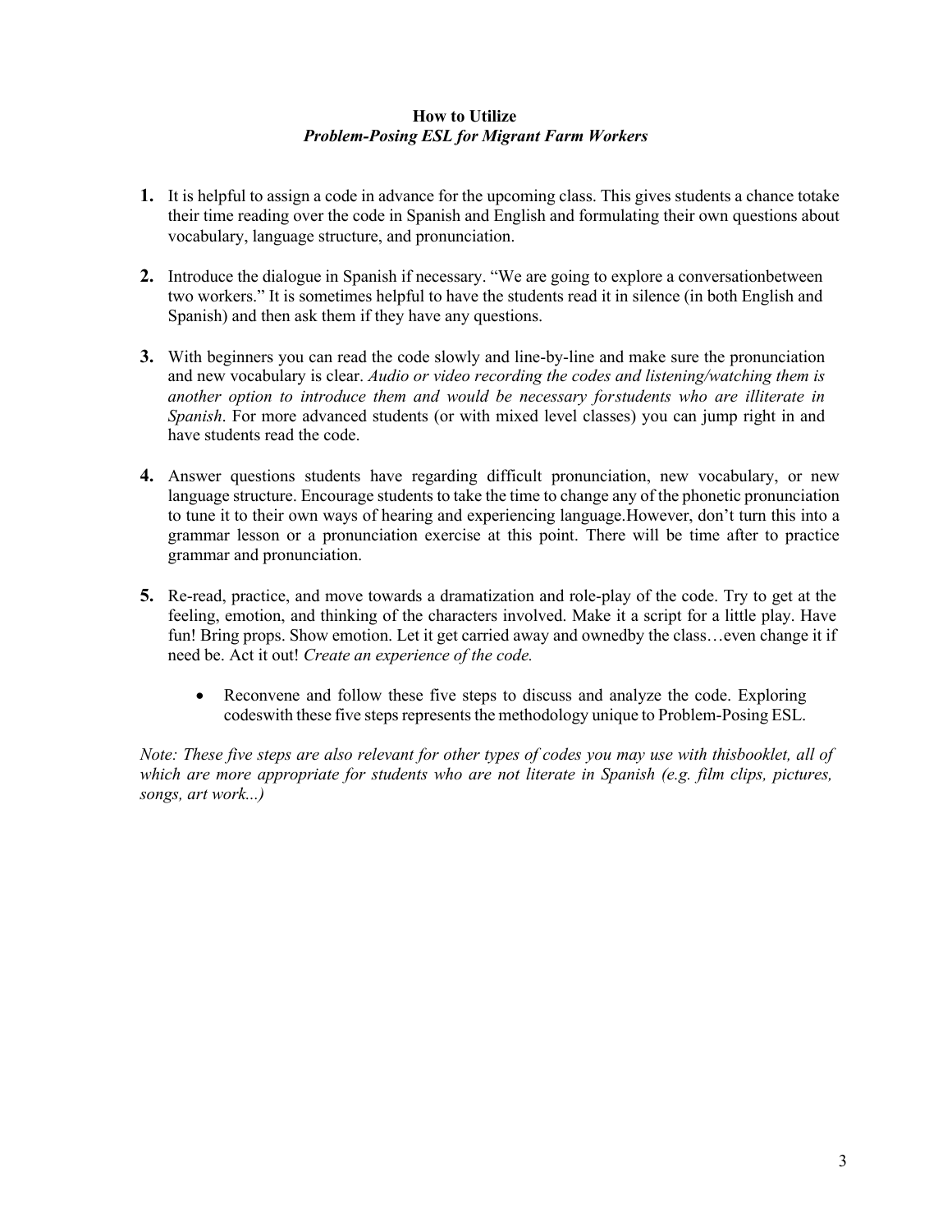**How to Utilize**
***Problem-Posing ESL for Migrant Farm Workers***

1. It is helpful to assign a code in advance for the upcoming class. This gives students a chance totake their time reading over the code in Spanish and English and formulating their own questions about vocabulary, language structure, and pronunciation.

2. Introduce the dialogue in Spanish if necessary. "We are going to explore a conversationbetween two workers." It is sometimes helpful to have the students read it in silence (in both English and Spanish) and then ask them if they have any questions.

3. With beginners you can read the code slowly and line-by-line and make sure the pronunciation and new vocabulary is clear. *Audio or video recording the codes and listening/watching them is another option to introduce them and would be necessary forstudents who are illiterate in Spanish*. For more advanced students (or with mixed level classes) you can jump right in and have students read the code.

4. Answer questions students have regarding difficult pronunciation, new vocabulary, or new language structure. Encourage students to take the time to change any of the phonetic pronunciation to tune it to their own ways of hearing and experiencing language.However, don't turn this into a grammar lesson or a pronunciation exercise at this point. There will be time after to practice grammar and pronunciation.

5. Re-read, practice, and move towards a dramatization and role-play of the code. Try to get at the feeling, emotion, and thinking of the characters involved. Make it a script for a little play. Have fun! Bring props. Show emotion. Let it get carried away and ownedby the class…even change it if need be. Act it out! *Create an experience of the code.*

    - Reconvene and follow these five steps to discuss and analyze the code. Exploring codeswith these five steps represents the methodology unique to Problem-Posing ESL.

*Note: These five steps are also relevant for other types of codes you may use with thisbooklet, all of which are more appropriate for students who are not literate in Spanish (e.g. film clips, pictures, songs, art work...)*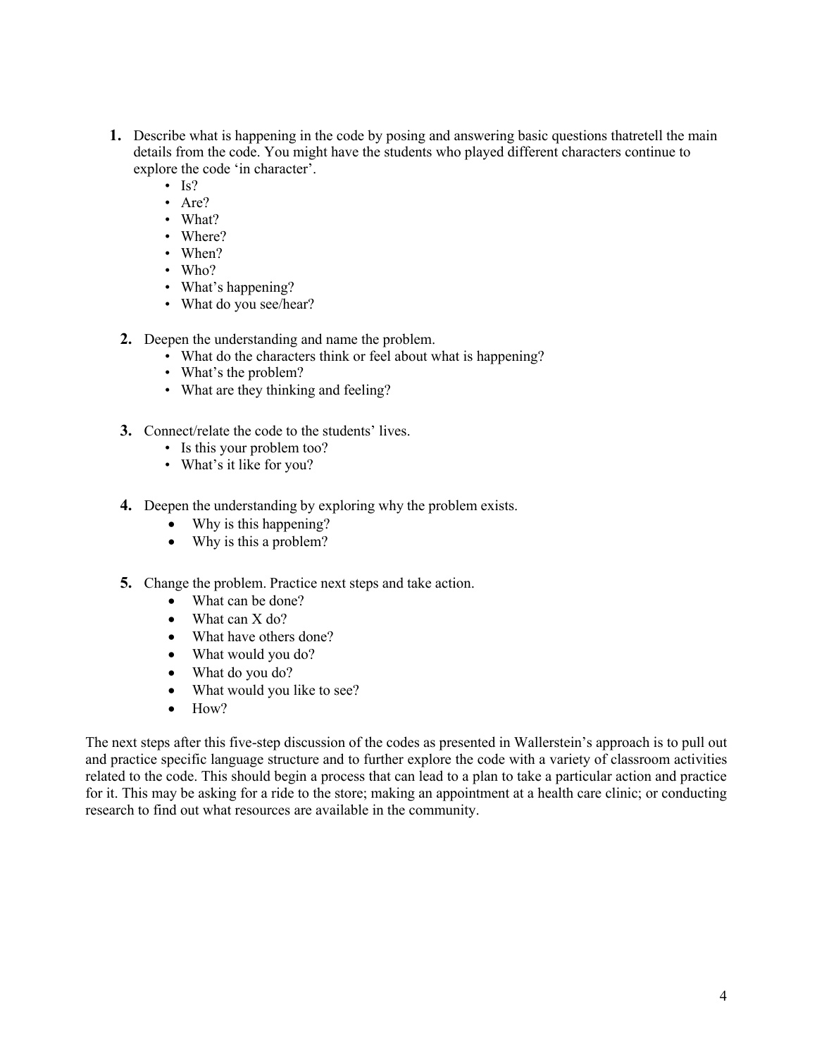1. Describe what is happening in the code by posing and answering basic questions thatretell the main details from the code. You might have the students who played different characters continue to explore the code 'in character'.
   - Is?
   - Are?
   - What?
   - Where?
   - When?
   - Who?
   - What's happening?
   - What do you see/hear?

2. Deepen the understanding and name the problem.
   - What do the characters think or feel about what is happening?
   - What's the problem?
   - What are they thinking and feeling?

3. Connect/relate the code to the students' lives.
   - Is this your problem too?
   - What's it like for you?

4. Deepen the understanding by exploring why the problem exists.
   - Why is this happening?
   - Why is this a problem?

5. Change the problem. Practice next steps and take action.
   - What can be done?
   - What can X do?
   - What have others done?
   - What would you do?
   - What do you do?
   - What would you like to see?
   - How?

The next steps after this five-step discussion of the codes as presented in Wallerstein's approach is to pull out and practice specific language structure and to further explore the code with a variety of classroom activities related to the code. This should begin a process that can lead to a plan to take a particular action and practice for it. This may be asking for a ride to the store; making an appointment at a health care clinic; or conducting research to find out what resources are available in the community.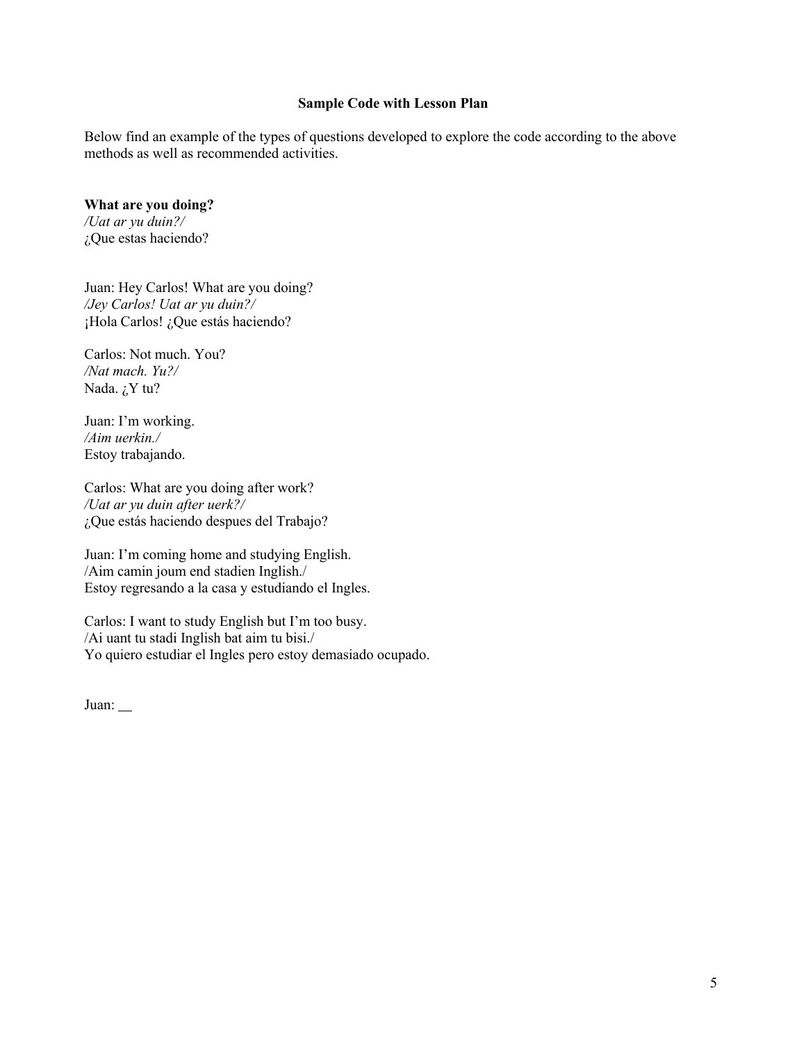### Sample Code with Lesson Plan

Below find an example of the types of questions developed to explore the code according to the above methods as well as recommended activities.

**What are you doing?**
*/Uat ar yu duin?/*
¿Que estas haciendo?

Juan: Hey Carlos! What are you doing?
*/Jey Carlos! Uat ar yu duin?/*
¡Hola Carlos! ¿Que estás haciendo?

Carlos: Not much. You?
*/Nat mach. Yu?/*
Nada. ¿Y tu?

Juan: I'm working.
*/Aim uerkin./*
Estoy trabajando.

Carlos: What are you doing after work?
*/Uat ar yu duin after uerk?/*
¿Que estás haciendo despues del Trabajo?

Juan: I'm coming home and studying English.
/Aim camin joum end stadien Inglish./
Estoy regresando a la casa y estudiando el Ingles.

Carlos: I want to study English but I'm too busy.
/Ai uant tu stadi Inglish bat aim tu bisi./
Yo quiero estudiar el Ingles pero estoy demasiado ocupado.

Juan: __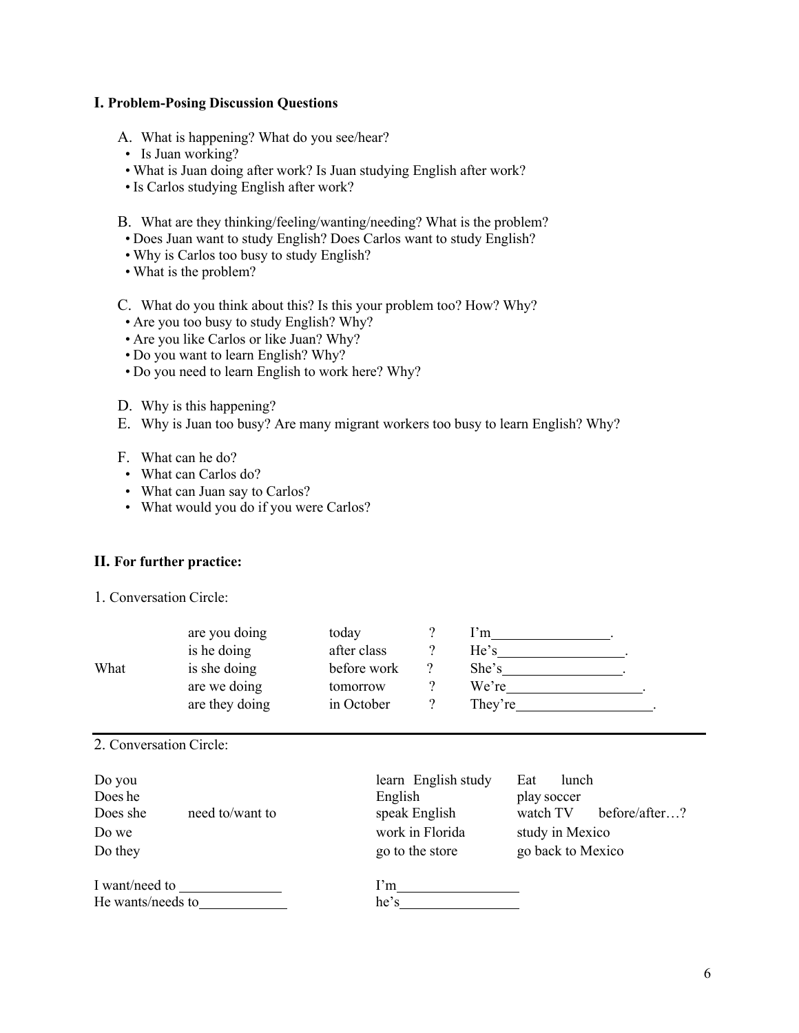## I. Problem-Posing Discussion Questions

A. What is happening? What do you see/hear?
- Is Juan working?
- What is Juan doing after work? Is Juan studying English after work?
- Is Carlos studying English after work?

B. What are they thinking/feeling/wanting/needing? What is the problem?
- Does Juan want to study English? Does Carlos want to study English?
- Why is Carlos too busy to study English?
- What is the problem?

C. What do you think about this? Is this your problem too? How? Why?
- Are you too busy to study English? Why?
- Are you like Carlos or like Juan? Why?
- Do you want to learn English? Why?
- Do you need to learn English to work here? Why?

D. Why is this happening?

E. Why is Juan too busy? Are many migrant workers too busy to learn English? Why?

F. What can he do?
- What can Carlos do?
- What can Juan say to Carlos?
- What would you do if you were Carlos?

## II. For further practice:

1. Conversation Circle:

| | | | | |
|---|---|---|---|---|
| | are you doing | today | ? | I'm________________. |
| | is he doing | after class | ? | He's_________________. |
| What | is she doing | before work | ? | She's_________________. |
| | are we doing | tomorrow | ? | We're__________________. |
| | are they doing | in October | ? | They're___________________. |

2. Conversation Circle:

| | | | |
|---|---|---|---|
| Do you | | learn English study English | Eat lunch |
| Does he | | | play soccer |
| Does she | need to/want to | speak English | watch TV before/after…? |
| Do we | | work in Florida | study in Mexico |
| Do they | | go to the store | go back to Mexico |

I want/need to ______________ I'm________________

He wants/needs to____________ he's________________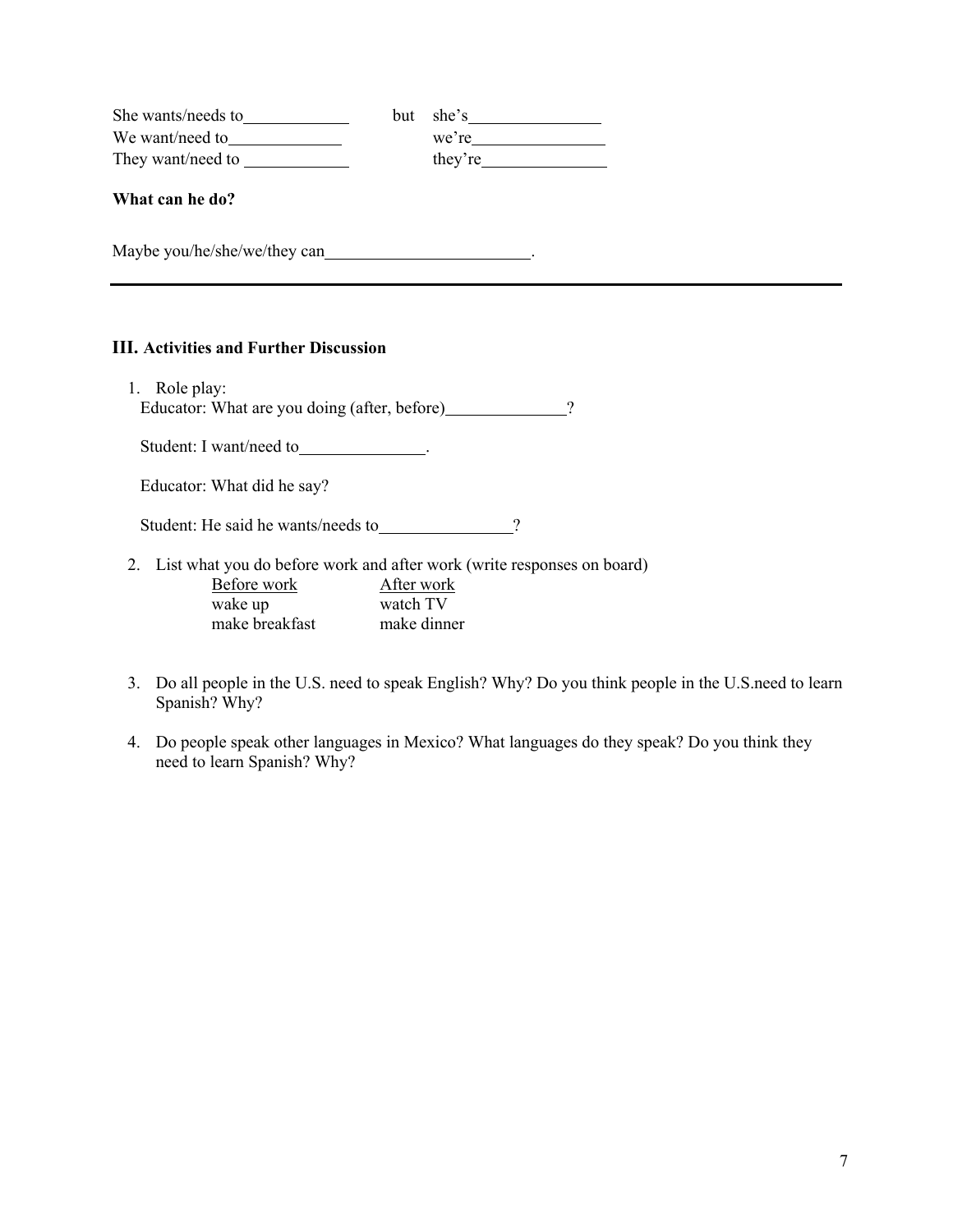She wants/needs to____________ but she's_______________
We want/need to_____________ we're________________
They want/need to ____________ they're_______________

**What can he do?**

Maybe you/he/she/we/they can________________________.

---

### III. Activities and Further Discussion

1. Role play:
   Educator: What are you doing (after, before)______________?

   Student: I want/need to_______________.

   Educator: What did he say?

   Student: He said he wants/needs to________________?

2. List what you do before work and after work (write responses on board)

   | Before work | After work |
   |---|---|
   | wake up | watch TV |
   | make breakfast | make dinner |

3. Do all people in the U.S. need to speak English? Why? Do you think people in the U.S.need to learn Spanish? Why?

4. Do people speak other languages in Mexico? What languages do they speak? Do you think they need to learn Spanish? Why?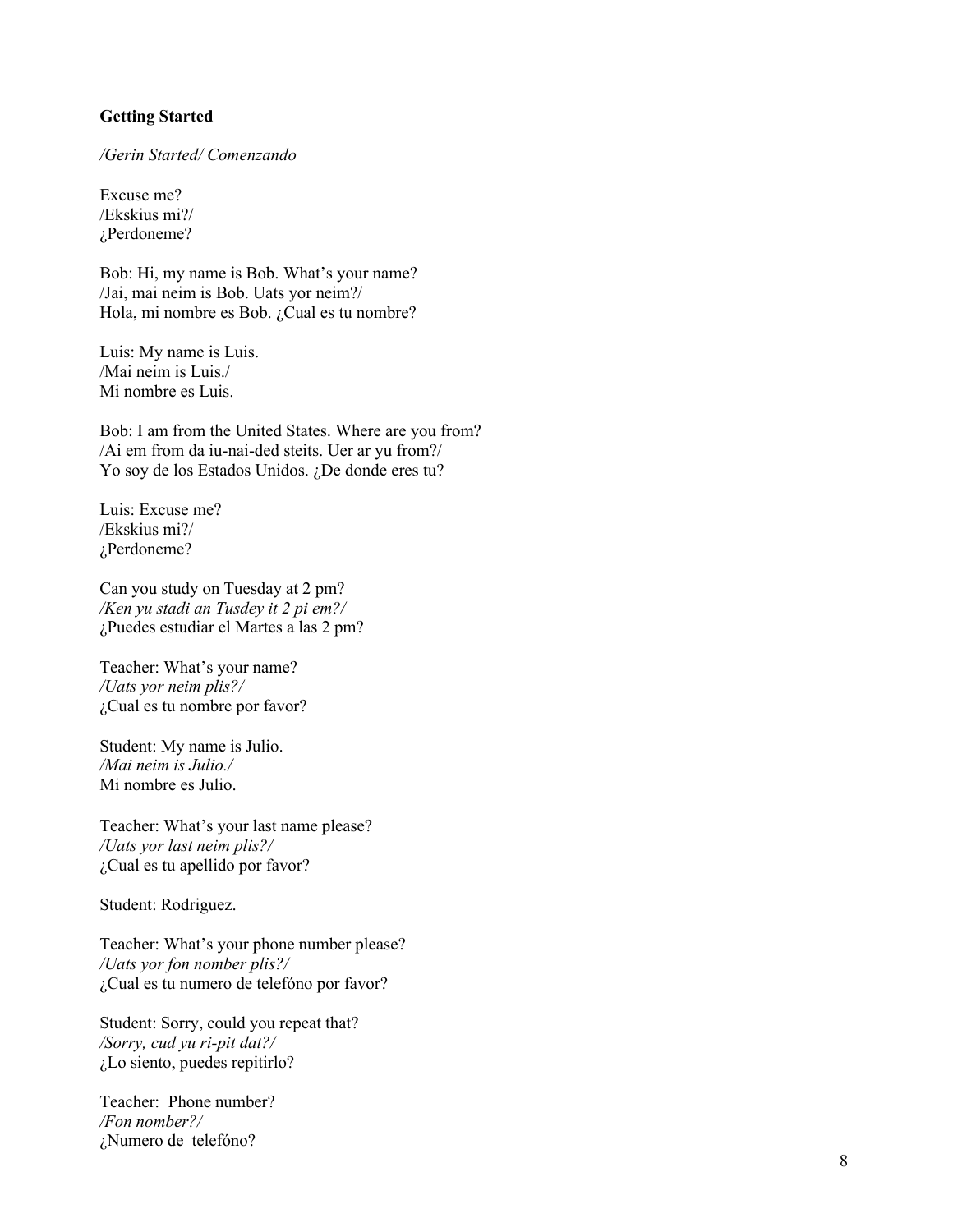**Getting Started**

*/Gerin Started/ Comenzando*

Excuse me?
/Ekskius mi?/
¿Perdoneme?

Bob: Hi, my name is Bob. What's your name?
/Jai, mai neim is Bob. Uats yor neim?/
Hola, mi nombre es Bob. ¿Cual es tu nombre?

Luis: My name is Luis.
/Mai neim is Luis./
Mi nombre es Luis.

Bob: I am from the United States. Where are you from?
/Ai em from da iu-nai-ded steits. Uer ar yu from?/
Yo soy de los Estados Unidos. ¿De donde eres tu?

Luis: Excuse me?
/Ekskius mi?/
¿Perdoneme?

Can you study on Tuesday at 2 pm?
*/Ken yu stadi an Tusdey it 2 pi em?/*
¿Puedes estudiar el Martes a las 2 pm?

Teacher: What's your name?
*/Uats yor neim plis?/*
¿Cual es tu nombre por favor?

Student: My name is Julio.
*/Mai neim is Julio./*
Mi nombre es Julio.

Teacher: What's your last name please?
*/Uats yor last neim plis?/*
¿Cual es tu apellido por favor?

Student: Rodriguez.

Teacher: What's your phone number please?
*/Uats yor fon nomber plis?/*
¿Cual es tu numero de telefóno por favor?

Student: Sorry, could you repeat that?
*/Sorry, cud yu ri-pit dat?/*
¿Lo siento, puedes repitirlo?

Teacher: Phone number?
*/Fon nomber?/*
¿Numero de telefóno?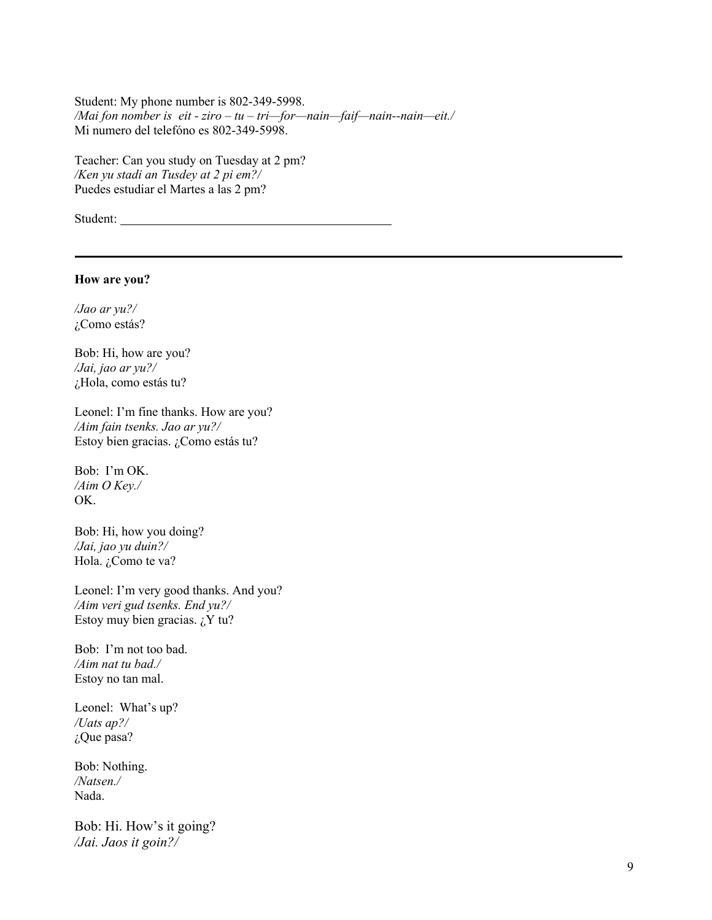Student: My phone number is 802-349-5998.
*/Mai fon nomber is eit - ziro – tu – tri—for—nain—faif—nain--nain—eit./*
Mi numero del telefóno es 802-349-5998.

Teacher: Can you study on Tuesday at 2 pm?
*/Ken yu stadi an Tusdey at 2 pi em?/*
Puedes estudiar el Martes a las 2 pm?

Student: ____________________________________________

---

**How are you?**

*/Jao ar yu?/*
¿Como estás?

Bob: Hi, how are you?
*/Jai, jao ar yu?/*
¿Hola, como estás tu?

Leonel: I'm fine thanks. How are you?
*/Aim fain tsenks. Jao ar yu?/*
Estoy bien gracias. ¿Como estás tu?

Bob: I'm OK.
*/Aim O Key./*
OK.

Bob: Hi, how you doing?
*/Jai, jao yu duin?/*
Hola. ¿Como te va?

Leonel: I'm very good thanks. And you?
*/Aim veri gud tsenks. End yu?/*
Estoy muy bien gracias. ¿Y tu?

Bob: I'm not too bad.
*/Aim nat tu bad./*
Estoy no tan mal.

Leonel: What's up?
*/Uats ap?/*
¿Que pasa?

Bob: Nothing.
*/Natsen./*
Nada.

Bob: Hi. How's it going?
*/Jai. Jaos it goin?/*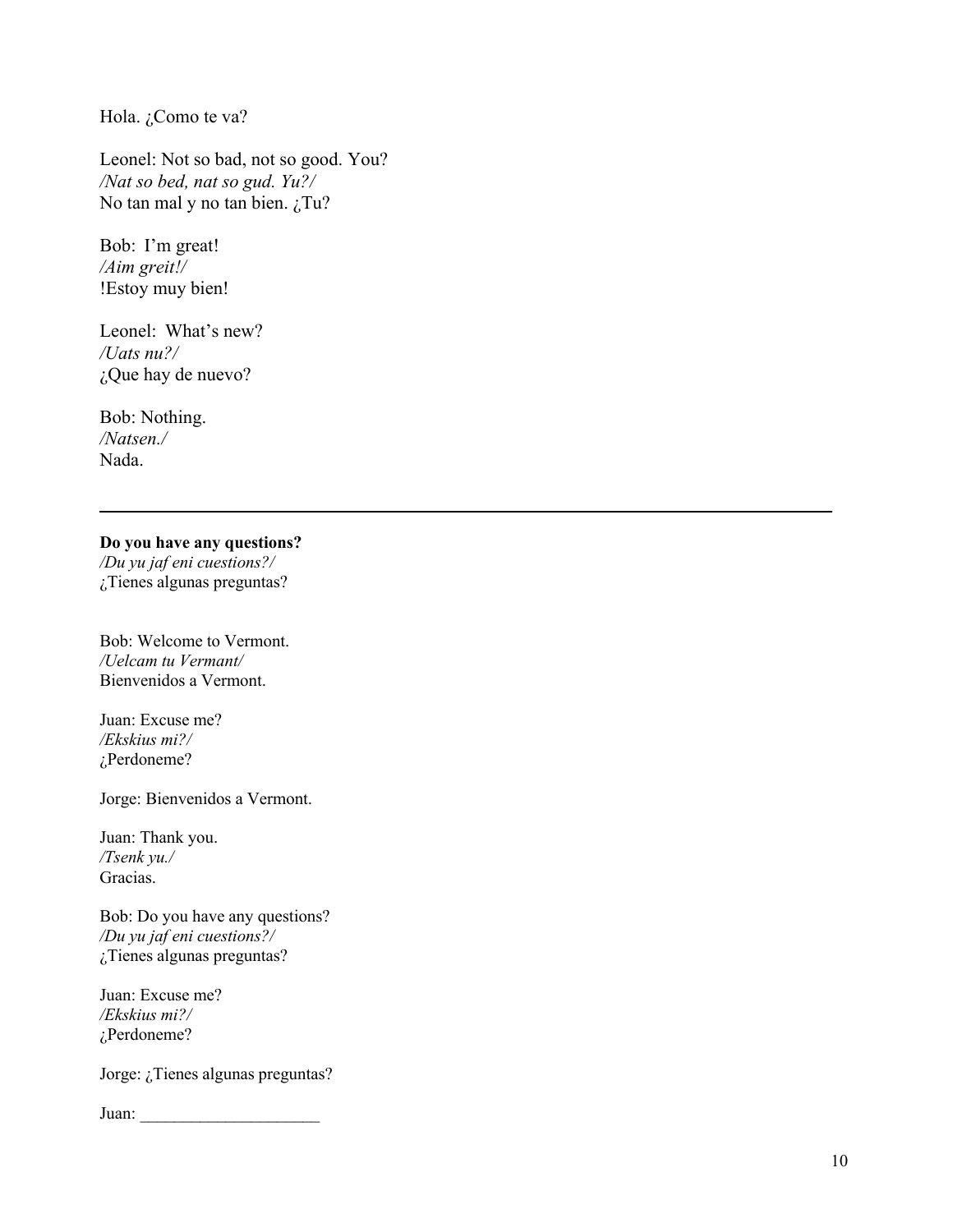Hola. ¿Como te va?

Leonel: Not so bad, not so good. You?
*/Nat so bed, nat so gud. Yu?/*
No tan mal y no tan bien. ¿Tu?

Bob:  I'm great!
*/Aim greit!/*
!Estoy muy bien!

Leonel:  What's new?
*/Uats nu?/*
¿Que hay de nuevo?

Bob: Nothing.
*/Natsen./*
Nada.

---

**Do you have any questions?**
*/Du yu jaf eni cuestions?/*
¿Tienes algunas preguntas?

Bob: Welcome to Vermont.
*/Uelcam tu Vermant/*
Bienvenidos a Vermont.

Juan: Excuse me?
*/Ekskius mi?/*
¿Perdoneme?

Jorge: Bienvenidos a Vermont.

Juan: Thank you.
*/Tsenk yu./*
Gracias.

Bob: Do you have any questions?
*/Du yu jaf eni cuestions?/*
¿Tienes algunas preguntas?

Juan: Excuse me?
*/Ekskius mi?/*
¿Perdoneme?

Jorge: ¿Tienes algunas preguntas?

Juan: _____________________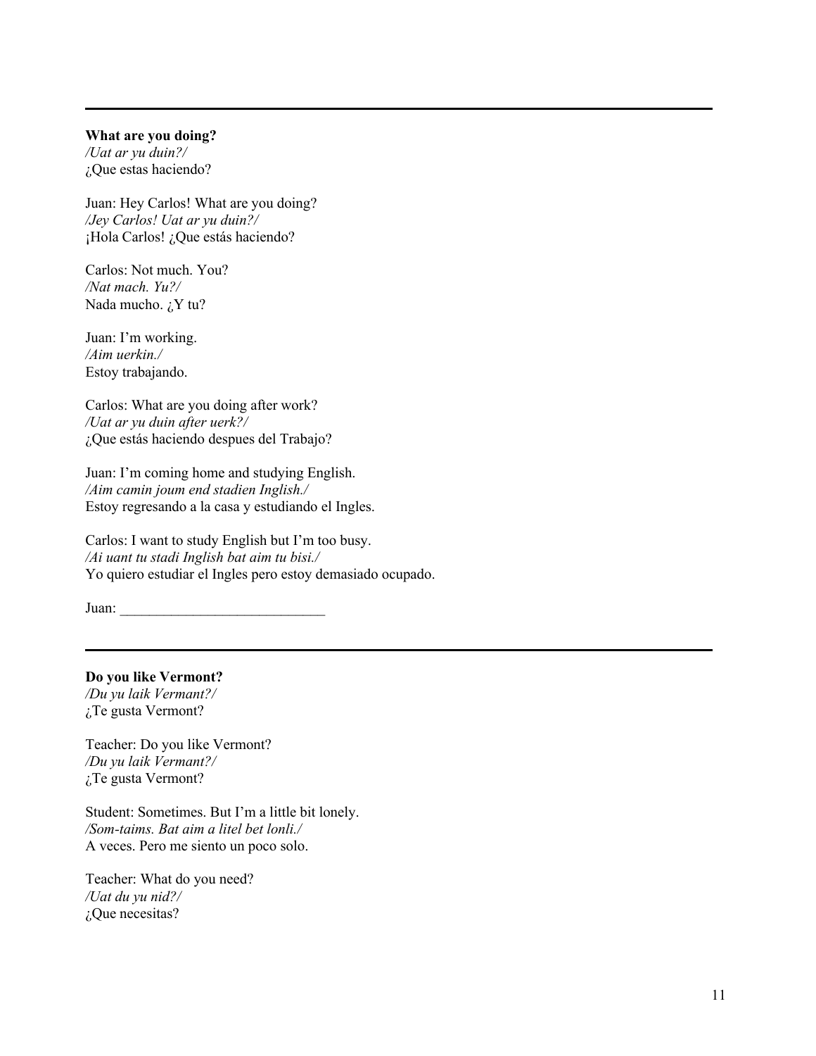---

**What are you doing?**
*/Uat ar yu duin?/*
¿Que estas haciendo?

Juan: Hey Carlos! What are you doing?
*/Jey Carlos! Uat ar yu duin?/*
¡Hola Carlos! ¿Que estás haciendo?

Carlos: Not much. You?
*/Nat mach. Yu?/*
Nada mucho. ¿Y tu?

Juan: I'm working.
*/Aim uerkin./*
Estoy trabajando.

Carlos: What are you doing after work?
*/Uat ar yu duin after uerk?/*
¿Que estás haciendo despues del Trabajo?

Juan: I'm coming home and studying English.
*/Aim camin joum end stadien Inglish./*
Estoy regresando a la casa y estudiando el Ingles.

Carlos: I want to study English but I'm too busy.
*/Ai uant tu stadi Inglish bat aim tu bisi./*
Yo quiero estudiar el Ingles pero estoy demasiado ocupado.

Juan: ____________________________

---

**Do you like Vermont?**
*/Du yu laik Vermant?/*
¿Te gusta Vermont?

Teacher: Do you like Vermont?
*/Du yu laik Vermant?/*
¿Te gusta Vermont?

Student: Sometimes. But I'm a little bit lonely.
*/Som-taims. Bat aim a litel bet lonli./*
A veces. Pero me siento un poco solo.

Teacher: What do you need?
*/Uat du yu nid?/*
¿Que necesitas?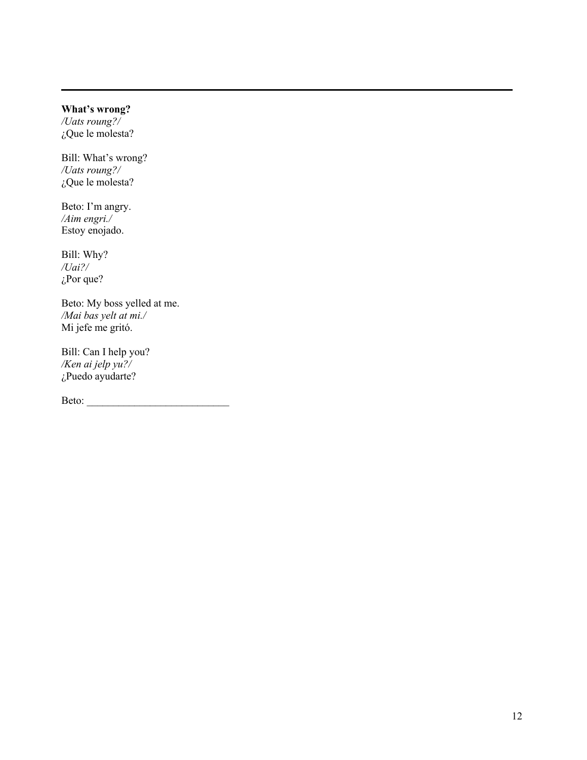---

**What's wrong?**
*/Uats roung?/*
¿Que le molesta?

Bill: What's wrong?
*/Uats roung?/*
¿Que le molesta?

Beto: I'm angry.
*/Aim engri./*
Estoy enojado.

Bill: Why?
*/Uai?/*
¿Por que?

Beto: My boss yelled at me.
*/Mai bas yelt at mi./*
Mi jefe me gritó.

Bill: Can I help you?
*/Ken ai jelp yu?/*
¿Puedo ayudarte?

Beto: ___________________________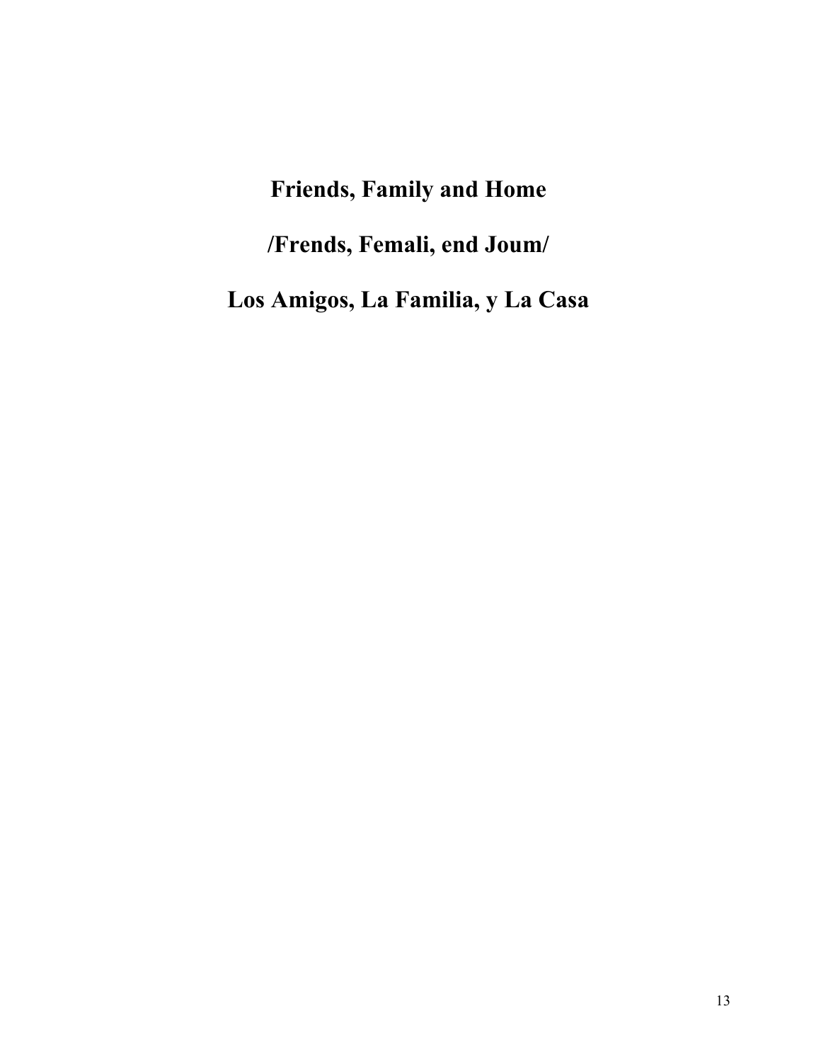# Friends, Family and Home

# /Frends, Femali, end Joum/

# Los Amigos, La Familia, y La Casa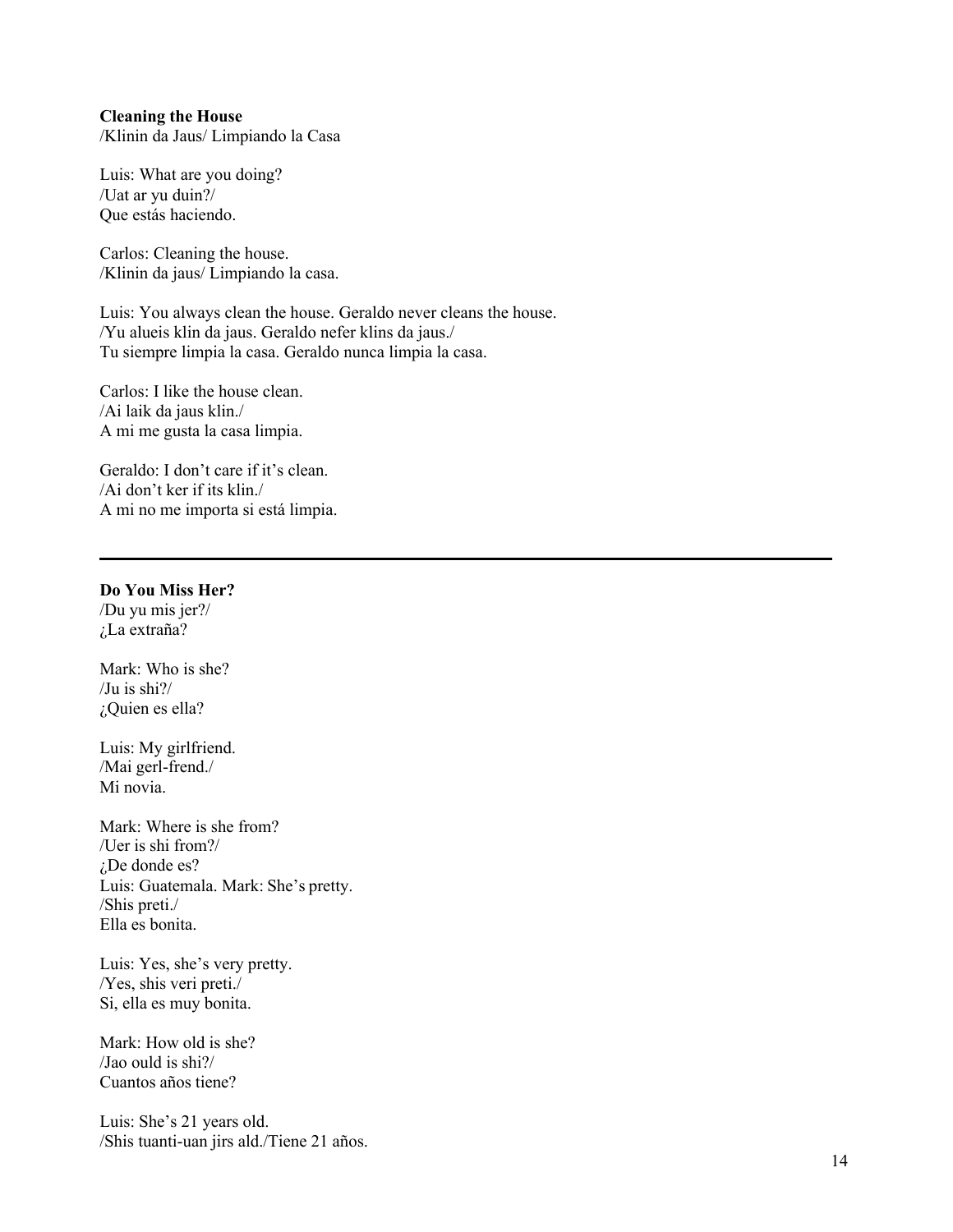**Cleaning the House**
/Klinin da Jaus/ Limpiando la Casa

Luis: What are you doing?
/Uat ar yu duin?/
Que estás haciendo.

Carlos: Cleaning the house.
/Klinin da jaus/ Limpiando la casa.

Luis: You always clean the house. Geraldo never cleans the house.
/Yu alueis klin da jaus. Geraldo nefer klins da jaus./
Tu siempre limpia la casa. Geraldo nunca limpia la casa.

Carlos: I like the house clean.
/Ai laik da jaus klin./
A mi me gusta la casa limpia.

Geraldo: I don't care if it's clean.
/Ai don't ker if its klin./
A mi no me importa si está limpia.

---

**Do You Miss Her?**
/Du yu mis jer?/
¿La extraña?

Mark: Who is she?
/Ju is shi?/
¿Quien es ella?

Luis: My girlfriend.
/Mai gerl-frend./
Mi novia.

Mark: Where is she from?
/Uer is shi from?/
¿De donde es?
Luis: Guatemala. Mark: She's pretty.
/Shis preti./
Ella es bonita.

Luis: Yes, she's very pretty.
/Yes, shis veri preti./
Si, ella es muy bonita.

Mark: How old is she?
/Jao ould is shi?/
Cuantos años tiene?

Luis: She's 21 years old.
/Shis tuanti-uan jirs ald./Tiene 21 años.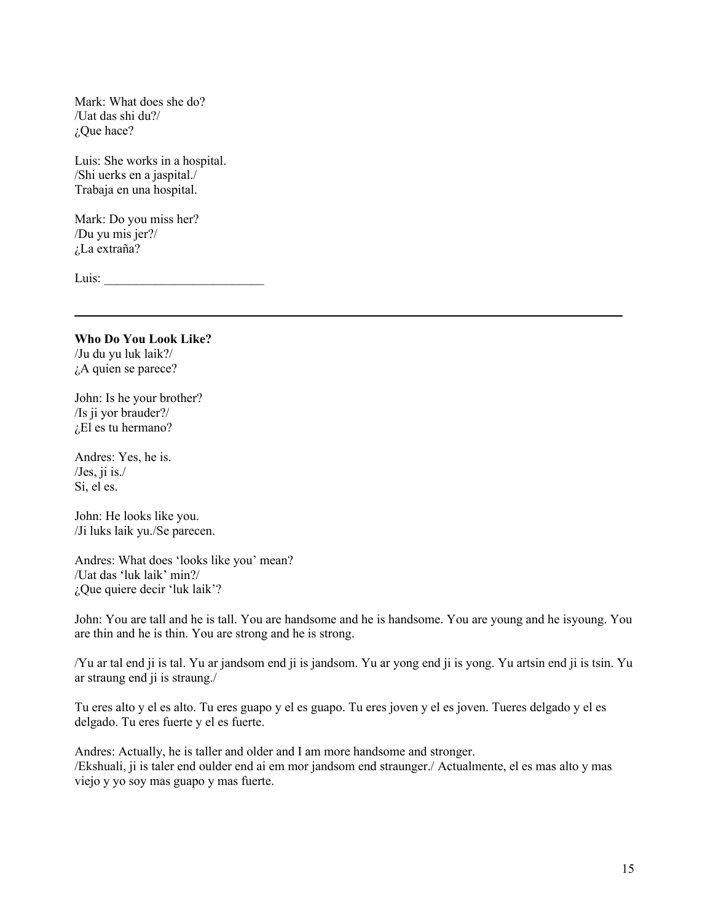Mark: What does she do?
/Uat das shi du?/
¿Que hace?

Luis: She works in a hospital.
/Shi uerks en a jaspital./
Trabaja en una hospital.

Mark: Do you miss her?
/Du yu mis jer?/
¿La extraña?

Luis: _________________________

---

**Who Do You Look Like?**
/Ju du yu luk laik?/
¿A quien se parece?

John: Is he your brother?
/Is ji yor brauder?/
¿El es tu hermano?

Andres: Yes, he is.
/Jes, ji is./
Si, el es.

John: He looks like you.
/Ji luks laik yu./Se parecen.

Andres: What does 'looks like you' mean?
/Uat das 'luk laik' min?/
¿Que quiere decir 'luk laik'?

John: You are tall and he is tall. You are handsome and he is handsome. You are young and he isyoung. You are thin and he is thin. You are strong and he is strong.

/Yu ar tal end ji is tal. Yu ar jandsom end ji is jandsom. Yu ar yong end ji is yong. Yu artsin end ji is tsin. Yu ar straung end ji is straung./

Tu eres alto y el es alto. Tu eres guapo y el es guapo. Tu eres joven y el es joven. Tueres delgado y el es delgado. Tu eres fuerte y el es fuerte.

Andres: Actually, he is taller and older and I am more handsome and stronger.
/Ekshuali, ji is taler end oulder end ai em mor jandsom end straunger./ Actualmente, el es mas alto y mas viejo y yo soy mas guapo y mas fuerte.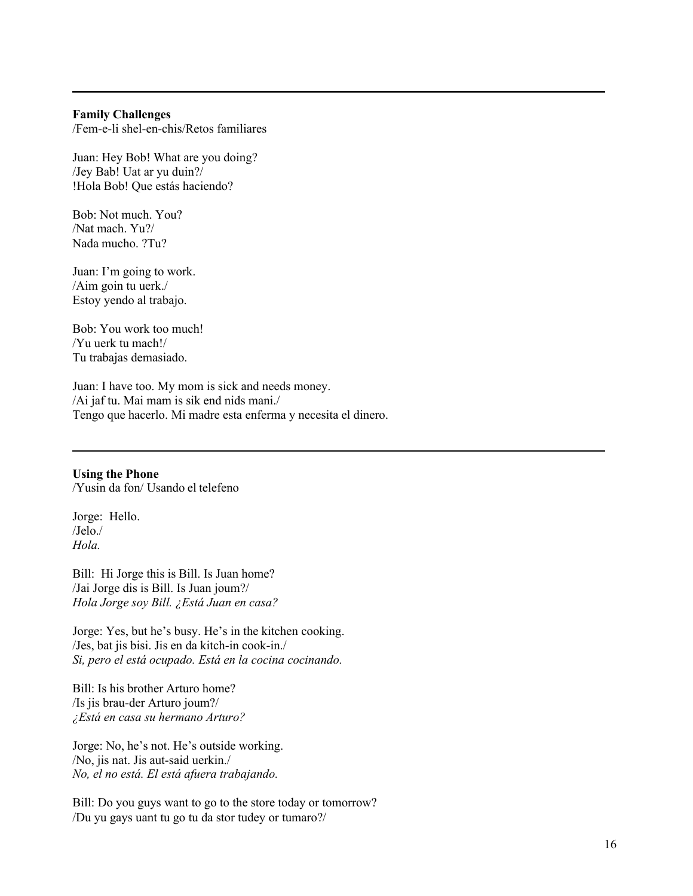---

**Family Challenges**
/Fem-e-li shel-en-chis/Retos familiares

Juan: Hey Bob! What are you doing?
/Jey Bab! Uat ar yu duin?/
!Hola Bob! Que estás haciendo?

Bob: Not much. You?
/Nat mach. Yu?/
Nada mucho. ?Tu?

Juan: I'm going to work.
/Aim goin tu uerk./
Estoy yendo al trabajo.

Bob: You work too much!
/Yu uerk tu mach!/
Tu trabajas demasiado.

Juan: I have too. My mom is sick and needs money.
/Ai jaf tu. Mai mam is sik end nids mani./
Tengo que hacerlo. Mi madre esta enferma y necesita el dinero.

---

**Using the Phone**
/Yusin da fon/ Usando el telefeno

Jorge: Hello.
/Jelo./
*Hola.*

Bill: Hi Jorge this is Bill. Is Juan home?
/Jai Jorge dis is Bill. Is Juan joum?/
*Hola Jorge soy Bill. ¿Está Juan en casa?*

Jorge: Yes, but he's busy. He's in the kitchen cooking.
/Jes, bat jis bisi. Jis en da kitch-in cook-in./
*Si, pero el está ocupado. Está en la cocina cocinando.*

Bill: Is his brother Arturo home?
/Is jis brau-der Arturo joum?/
*¿Está en casa su hermano Arturo?*

Jorge: No, he's not. He's outside working.
/No, jis nat. Jis aut-said uerkin./
*No, el no está. El está afuera trabajando.*

Bill: Do you guys want to go to the store today or tomorrow?
/Du yu gays uant tu go tu da stor tudey or tumaro?/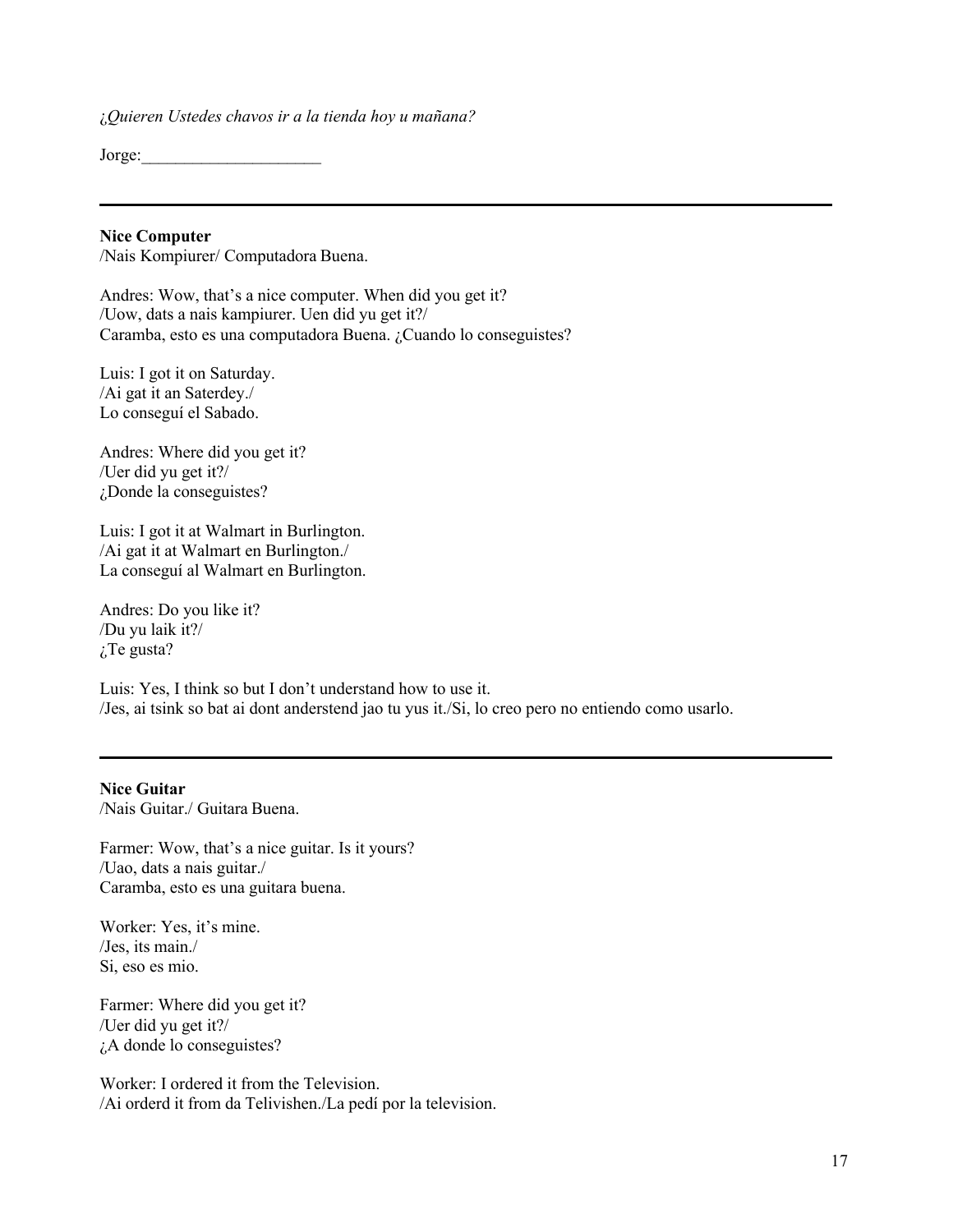*¿Quieren Ustedes chavos ir a la tienda hoy u mañana?*

Jorge:_____________________

---

**Nice Computer**
/Nais Kompiurer/ Computadora Buena.

Andres: Wow, that's a nice computer. When did you get it?
/Uow, dats a nais kampiurer. Uen did yu get it?/
Caramba, esto es una computadora Buena. ¿Cuando lo conseguistes?

Luis: I got it on Saturday.
/Ai gat it an Saterdey./
Lo conseguí el Sabado.

Andres: Where did you get it?
/Uer did yu get it?/
¿Donde la conseguistes?

Luis: I got it at Walmart in Burlington.
/Ai gat it at Walmart en Burlington./
La conseguí al Walmart en Burlington.

Andres: Do you like it?
/Du yu laik it?/
¿Te gusta?

Luis: Yes, I think so but I don't understand how to use it.
/Jes, ai tsink so bat ai dont anderstend jao tu yus it./Si, lo creo pero no entiendo como usarlo.

---

**Nice Guitar**
/Nais Guitar./ Guitara Buena.

Farmer: Wow, that's a nice guitar. Is it yours?
/Uao, dats a nais guitar./
Caramba, esto es una guitara buena.

Worker: Yes, it's mine.
/Jes, its main./
Si, eso es mio.

Farmer: Where did you get it?
/Uer did yu get it?/
¿A donde lo conseguistes?

Worker: I ordered it from the Television.
/Ai orderd it from da Telivishen./La pedí por la television.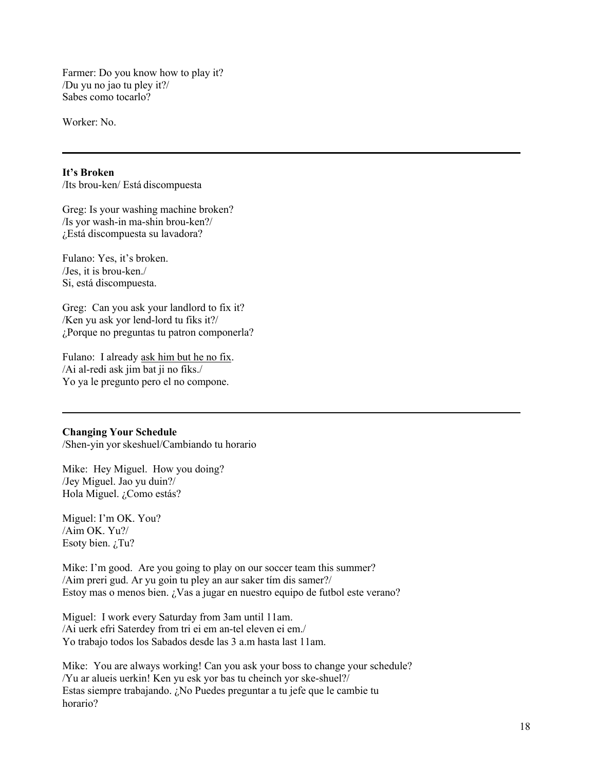Farmer: Do you know how to play it?
/Du yu no jao tu pley it?/
Sabes como tocarlo?

Worker: No.

---

**It's Broken**
/Its brou-ken/ Está discompuesta

Greg: Is your washing machine broken?
/Is yor wash-in ma-shin brou-ken?/
¿Está discompuesta su lavadora?

Fulano: Yes, it's broken.
/Jes, it is brou-ken./
Si, está discompuesta.

Greg: Can you ask your landlord to fix it?
/Ken yu ask yor lend-lord tu fiks it?/
¿Porque no preguntas tu patron componerla?

Fulano: I already <u>ask him but he no fix</u>.
/Ai al-redi ask jim bat ji no fiks./
Yo ya le pregunto pero el no compone.

---

**Changing Your Schedule**
/Shen-yin yor skeshuel/Cambiando tu horario

Mike: Hey Miguel. How you doing?
/Jey Miguel. Jao yu duin?/
Hola Miguel. ¿Como estás?

Miguel: I'm OK. You?
/Aim OK. Yu?/
Esoty bien. ¿Tu?

Mike: I'm good. Are you going to play on our soccer team this summer?
/Aim preri gud. Ar yu goin tu pley an aur saker tím dis samer?/
Estoy mas o menos bien. ¿Vas a jugar en nuestro equipo de futbol este verano?

Miguel: I work every Saturday from 3am until 11am.
/Ai uerk efri Saterdey from tri ei em an-tel eleven ei em./
Yo trabajo todos los Sabados desde las 3 a.m hasta last 11am.

Mike: You are always working! Can you ask your boss to change your schedule?
/Yu ar alueis uerkin! Ken yu esk yor bas tu cheinch yor ske-shuel?/
Estas siempre trabajando. ¿No Puedes preguntar a tu jefe que le cambie tu horario?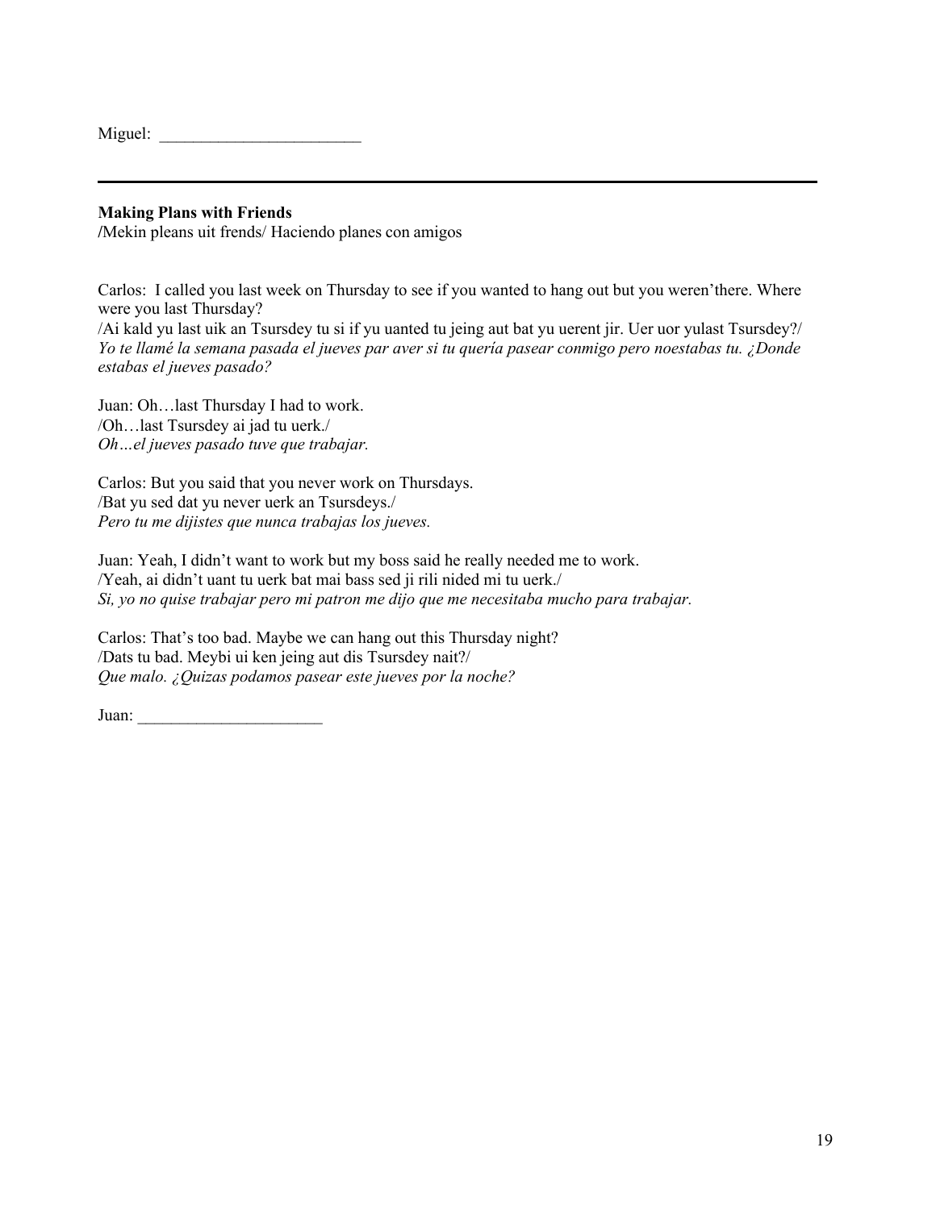Miguel: ________________________

---

**Making Plans with Friends**
**/**Mekin pleans uit frends/ Haciendo planes con amigos

Carlos: I called you last week on Thursday to see if you wanted to hang out but you weren'there. Where were you last Thursday?
/Ai kald yu last uik an Tsursdey tu si if yu uanted tu jeing aut bat yu uerent jir. Uer uor yulast Tsursdey?/
*Yo te llamé la semana pasada el jueves par aver si tu quería pasear conmigo pero noestabas tu. ¿Donde estabas el jueves pasado?*

Juan: Oh…last Thursday I had to work.
/Oh…last Tsursdey ai jad tu uerk./
*Oh…el jueves pasado tuve que trabajar.*

Carlos: But you said that you never work on Thursdays.
/Bat yu sed dat yu never uerk an Tsursdeys./
*Pero tu me dijistes que nunca trabajas los jueves.*

Juan: Yeah, I didn't want to work but my boss said he really needed me to work.
/Yeah, ai didn't uant tu uerk bat mai bass sed ji rili nided mi tu uerk./
*Si, yo no quise trabajar pero mi patron me dijo que me necesitaba mucho para trabajar.*

Carlos: That's too bad. Maybe we can hang out this Thursday night?
/Dats tu bad. Meybi ui ken jeing aut dis Tsursdey nait?/
*Que malo. ¿Quizas podamos pasear este jueves por la noche?*

Juan: ______________________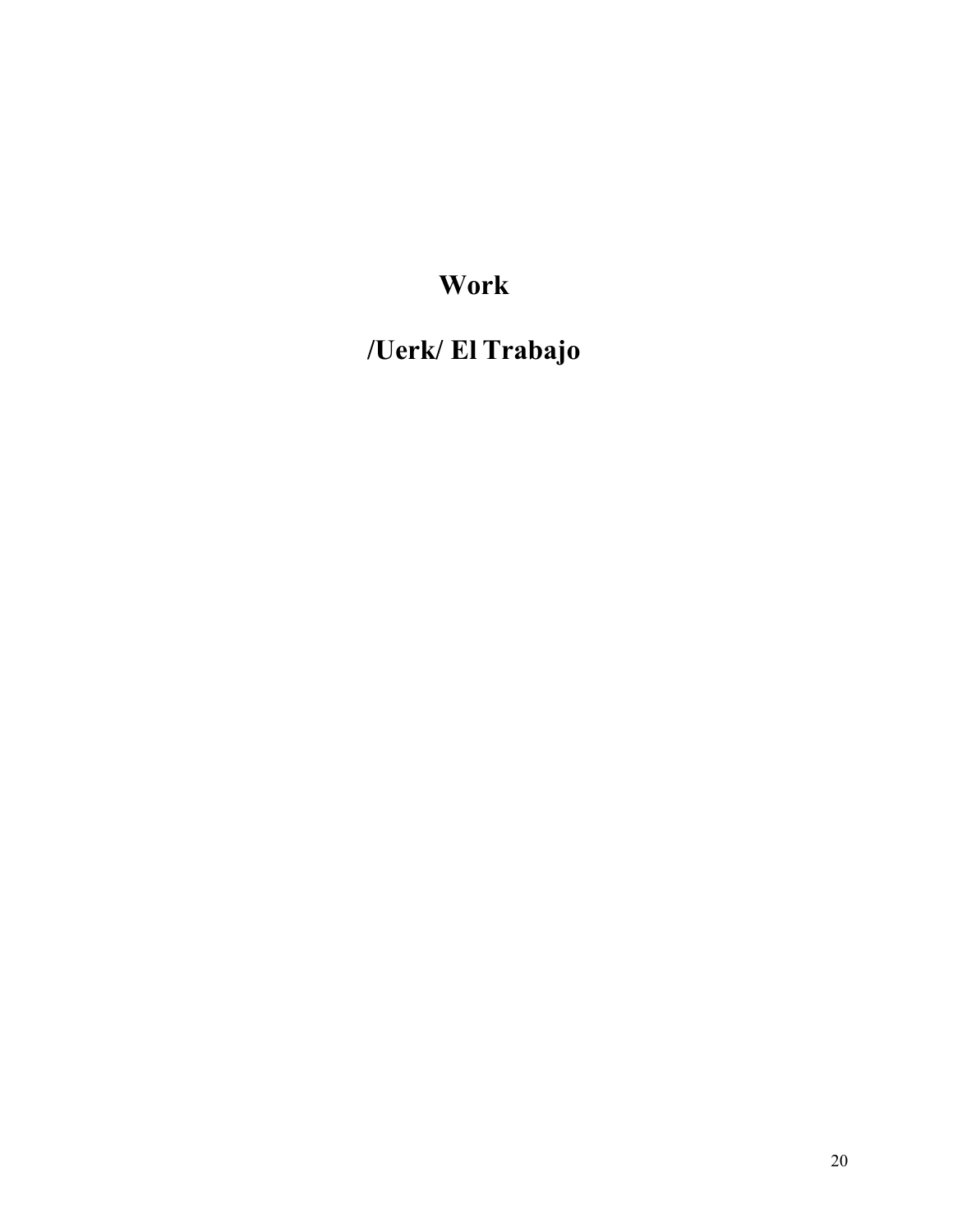# Work

# /Uerk/ El Trabajo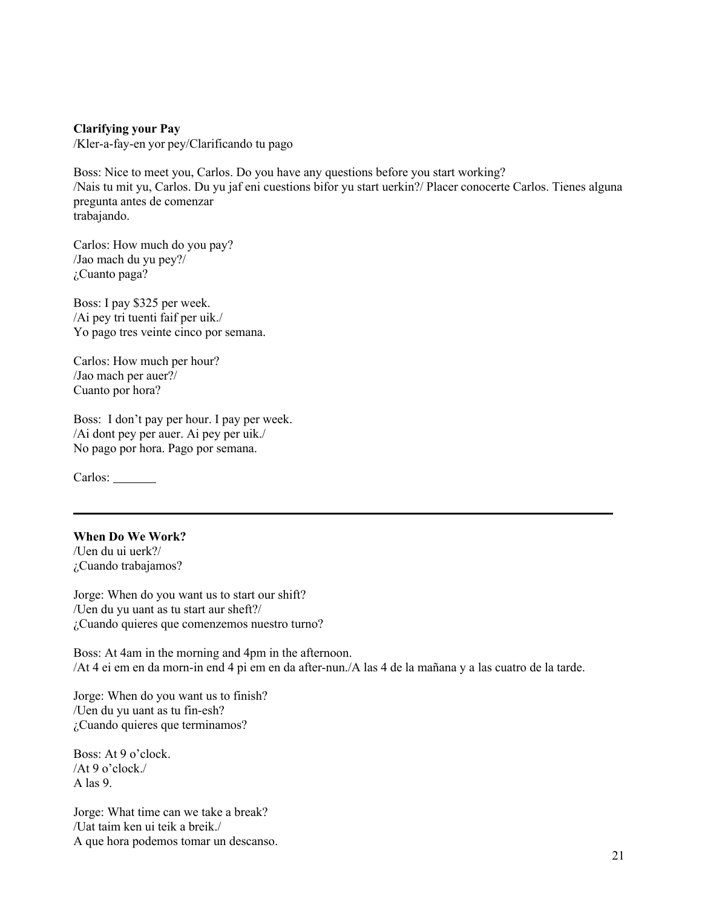**Clarifying your Pay**
/Kler-a-fay-en yor pey/Clarificando tu pago

Boss: Nice to meet you, Carlos. Do you have any questions before you start working?
/Nais tu mit yu, Carlos. Du yu jaf eni cuestions bifor yu start uerkin?/ Placer conocerte Carlos. Tienes alguna pregunta antes de comenzar
trabajando.

Carlos: How much do you pay?
/Jao mach du yu pey?/
¿Cuanto paga?

Boss: I pay $325 per week.
/Ai pey tri tuenti faif per uik./
Yo pago tres veinte cinco por semana.

Carlos: How much per hour?
/Jao mach per auer?/
Cuanto por hora?

Boss: I don't pay per hour. I pay per week.
/Ai dont pey per auer. Ai pey per uik./
No pago por hora. Pago por semana.

Carlos: _______

---

**When Do We Work?**
/Uen du ui uerk?/
¿Cuando trabajamos?

Jorge: When do you want us to start our shift?
/Uen du yu uant as tu start aur sheft?/
¿Cuando quieres que comenzemos nuestro turno?

Boss: At 4am in the morning and 4pm in the afternoon.
/At 4 ei em en da morn-in end 4 pi em en da after-nun./A las 4 de la mañana y a las cuatro de la tarde.

Jorge: When do you want us to finish?
/Uen du yu uant as tu fin-esh?
¿Cuando quieres que terminamos?

Boss: At 9 o'clock.
/At 9 o'clock./
A las 9.

Jorge: What time can we take a break?
/Uat taim ken ui teik a breik./
A que hora podemos tomar un descanso.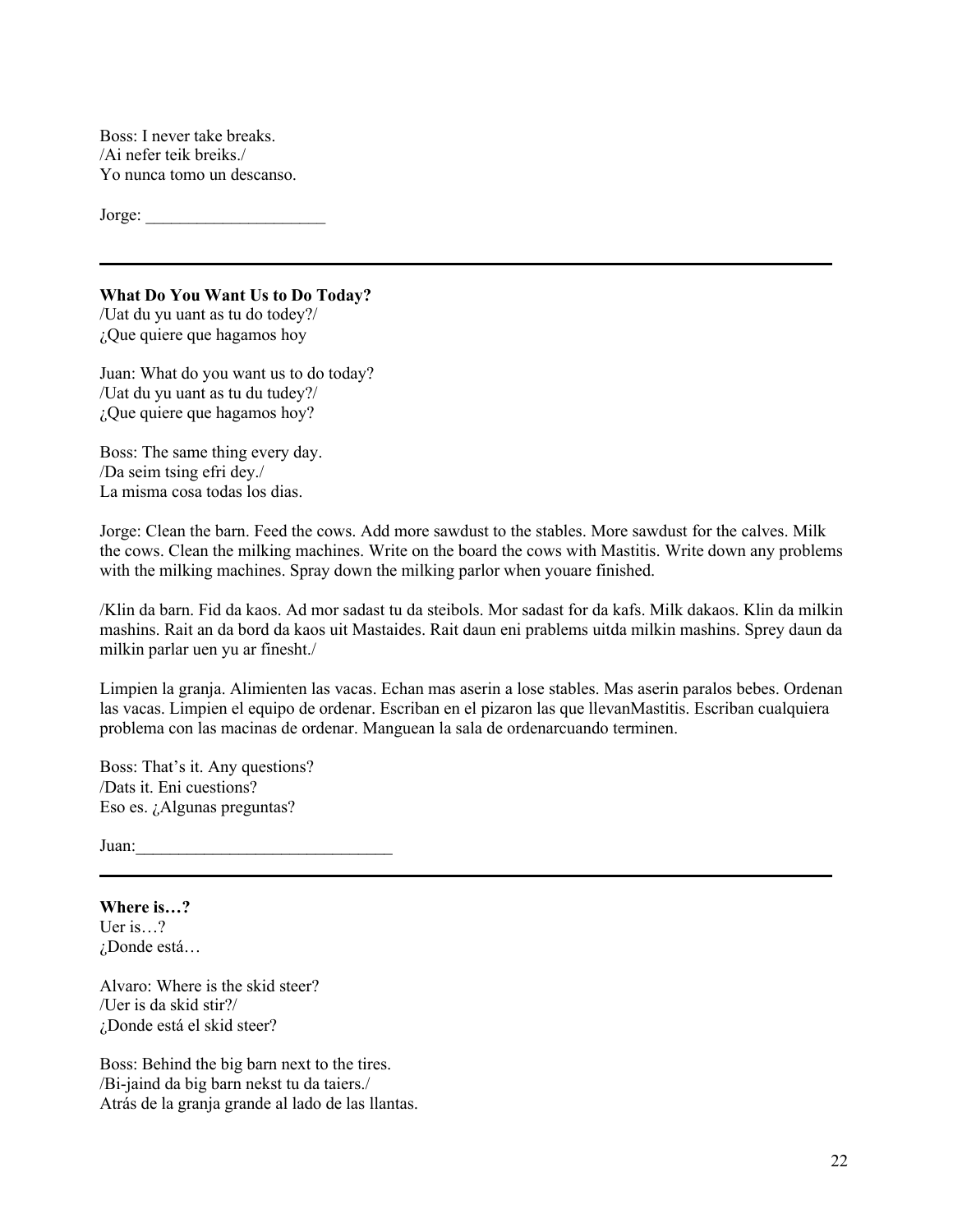Boss: I never take breaks.
/Ai nefer teik breiks./
Yo nunca tomo un descanso.

Jorge: _____________________

---

**What Do You Want Us to Do Today?**
/Uat du yu uant as tu do todey?/
¿Que quiere que hagamos hoy

Juan: What do you want us to do today?
/Uat du yu uant as tu du tudey?/
¿Que quiere que hagamos hoy?

Boss: The same thing every day.
/Da seim tsing efri dey./
La misma cosa todas los dias.

Jorge: Clean the barn. Feed the cows. Add more sawdust to the stables. More sawdust for the calves. Milk the cows. Clean the milking machines. Write on the board the cows with Mastitis. Write down any problems with the milking machines. Spray down the milking parlor when youare finished.

/Klin da barn. Fid da kaos. Ad mor sadast tu da steibols. Mor sadast for da kafs. Milk dakaos. Klin da milkin mashins. Rait an da bord da kaos uit Mastaides. Rait daun eni prablems uitda milkin mashins. Sprey daun da milkin parlar uen yu ar finesht./

Limpien la granja. Alimienten las vacas. Echan mas aserin a lose stables. Mas aserin paralos bebes. Ordenan las vacas. Limpien el equipo de ordenar. Escriban en el pizaron las que llevanMastitis. Escriban cualquiera problema con las macinas de ordenar. Manguean la sala de ordenarcuando terminen.

Boss: That's it. Any questions?
/Dats it. Eni cuestions?
Eso es. ¿Algunas preguntas?

Juan:______________________________

---

**Where is…?**
Uer is…?
¿Donde está…

Alvaro: Where is the skid steer?
/Uer is da skid stir?/
¿Donde está el skid steer?

Boss: Behind the big barn next to the tires.
/Bi-jaind da big barn nekst tu da taiers./
Atrás de la granja grande al lado de las llantas.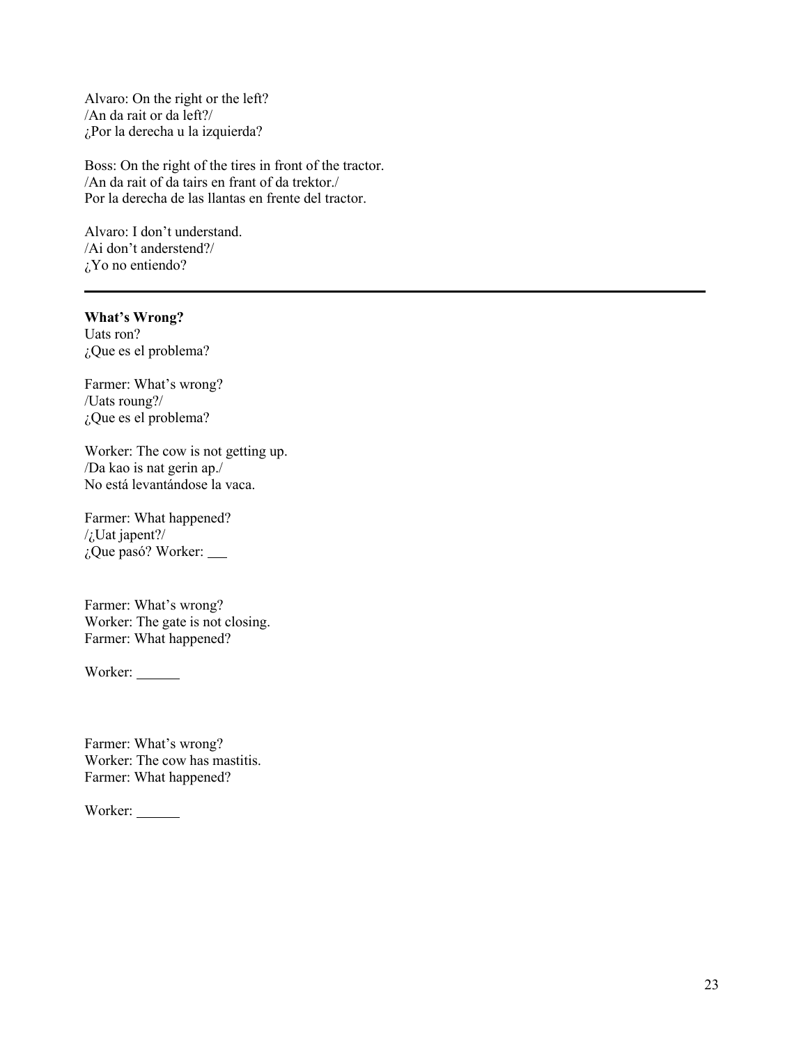Alvaro: On the right or the left?
/An da rait or da left?/
¿Por la derecha u la izquierda?

Boss: On the right of the tires in front of the tractor.
/An da rait of da tairs en frant of da trektor./
Por la derecha de las llantas en frente del tractor.

Alvaro: I don't understand.
/Ai don't anderstend?/
¿Yo no entiendo?

---

**What's Wrong?**
Uats ron?
¿Que es el problema?

Farmer: What's wrong?
/Uats roung?/
¿Que es el problema?

Worker: The cow is not getting up.
/Da kao is nat gerin ap./
No está levantándose la vaca.

Farmer: What happened?
/¿Uat japent?/
¿Que pasó? Worker: ___

Farmer: What's wrong?
Worker: The gate is not closing.
Farmer: What happened?

Worker: ______

Farmer: What's wrong?
Worker: The cow has mastitis.
Farmer: What happened?

Worker: ______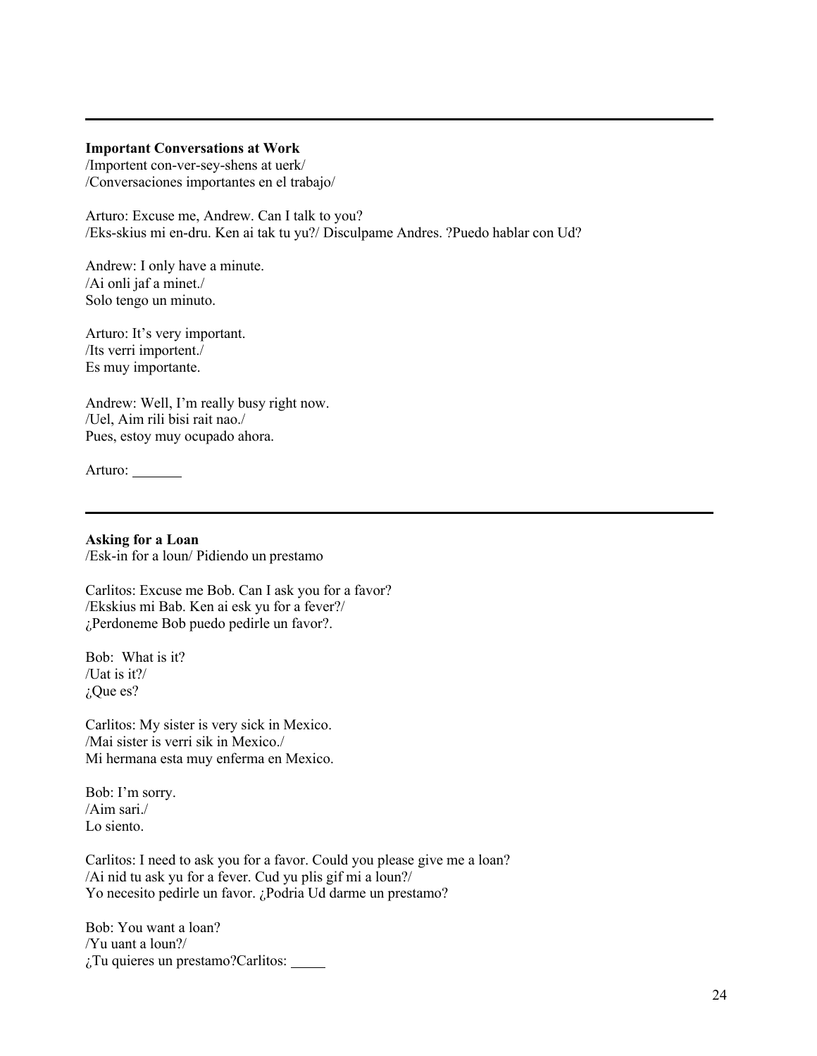---

**Important Conversations at Work**
/Importent con-ver-sey-shens at uerk/
/Conversaciones importantes en el trabajo/

Arturo: Excuse me, Andrew. Can I talk to you?
/Eks-skius mi en-dru. Ken ai tak tu yu?/ Disculpame Andres. ?Puedo hablar con Ud?

Andrew: I only have a minute.
/Ai onli jaf a minet./
Solo tengo un minuto.

Arturo: It's very important.
/Its verri importent./
Es muy importante.

Andrew: Well, I'm really busy right now.
/Uel, Aim rili bisi rait nao./
Pues, estoy muy ocupado ahora.

Arturo: _______

---

**Asking for a Loan**
/Esk-in for a loun/ Pidiendo un prestamo

Carlitos: Excuse me Bob. Can I ask you for a favor?
/Ekskius mi Bab. Ken ai esk yu for a fever?/
¿Perdoneme Bob puedo pedirle un favor?.

Bob: What is it?
/Uat is it?/
¿Que es?

Carlitos: My sister is very sick in Mexico.
/Mai sister is verri sik in Mexico./
Mi hermana esta muy enferma en Mexico.

Bob: I'm sorry.
/Aim sari./
Lo siento.

Carlitos: I need to ask you for a favor. Could you please give me a loan?
/Ai nid tu ask yu for a fever. Cud yu plis gif mi a loun?/
Yo necesito pedirle un favor. ¿Podria Ud darme un prestamo?

Bob: You want a loan?
/Yu uant a loun?/
¿Tu quieres un prestamo?Carlitos: _____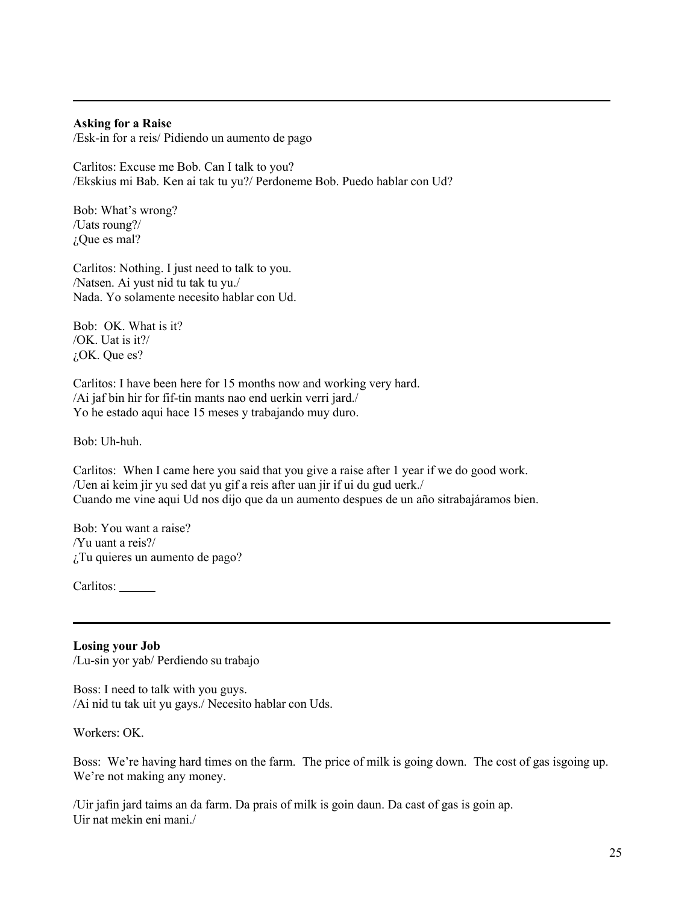---

**Asking for a Raise**
/Esk-in for a reis/ Pidiendo un aumento de pago

Carlitos: Excuse me Bob. Can I talk to you?
/Ekskius mi Bab. Ken ai tak tu yu?/ Perdoneme Bob. Puedo hablar con Ud?

Bob: What's wrong?
/Uats roung?/
¿Que es mal?

Carlitos: Nothing. I just need to talk to you.
/Natsen. Ai yust nid tu tak tu yu./
Nada. Yo solamente necesito hablar con Ud.

Bob: OK. What is it?
/OK. Uat is it?/
¿OK. Que es?

Carlitos: I have been here for 15 months now and working very hard.
/Ai jaf bin hir for fif-tin mants nao end uerkin verri jard./
Yo he estado aqui hace 15 meses y trabajando muy duro.

Bob: Uh-huh.

Carlitos: When I came here you said that you give a raise after 1 year if we do good work.
/Uen ai keim jir yu sed dat yu gif a reis after uan jir if ui du gud uerk./
Cuando me vine aqui Ud nos dijo que da un aumento despues de un año sitrabajáramos bien.

Bob: You want a raise?
/Yu uant a reis?/
¿Tu quieres un aumento de pago?

Carlitos: ______

---

**Losing your Job**
/Lu-sin yor yab/ Perdiendo su trabajo

Boss: I need to talk with you guys.
/Ai nid tu tak uit yu gays./ Necesito hablar con Uds.

Workers: OK.

Boss: We're having hard times on the farm. The price of milk is going down. The cost of gas isgoing up. We're not making any money.

/Uir jafin jard taims an da farm. Da prais of milk is goin daun. Da cast of gas is goin ap.
Uir nat mekin eni mani./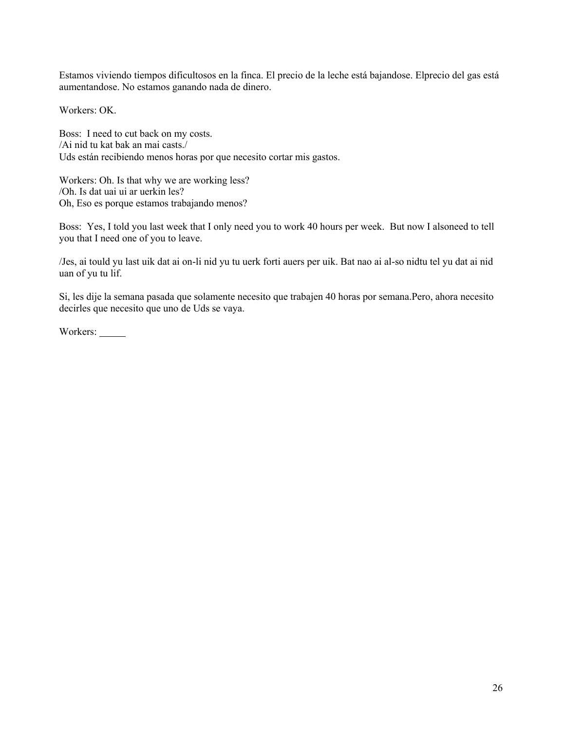Estamos viviendo tiempos dificultosos en la finca. El precio de la leche está bajandose. Elprecio del gas está aumentandose. No estamos ganando nada de dinero.

Workers: OK.

Boss: I need to cut back on my costs.
/Ai nid tu kat bak an mai casts./
Uds están recibiendo menos horas por que necesito cortar mis gastos.

Workers: Oh. Is that why we are working less?
/Oh. Is dat uai ui ar uerkin les?
Oh, Eso es porque estamos trabajando menos?

Boss: Yes, I told you last week that I only need you to work 40 hours per week. But now I alsoneed to tell you that I need one of you to leave.

/Jes, ai tould yu last uik dat ai on-li nid yu tu uerk forti auers per uik. Bat nao ai al-so nidtu tel yu dat ai nid uan of yu tu lif.

Si, les dije la semana pasada que solamente necesito que trabajen 40 horas por semana.Pero, ahora necesito decirles que necesito que uno de Uds se vaya.

Workers: _____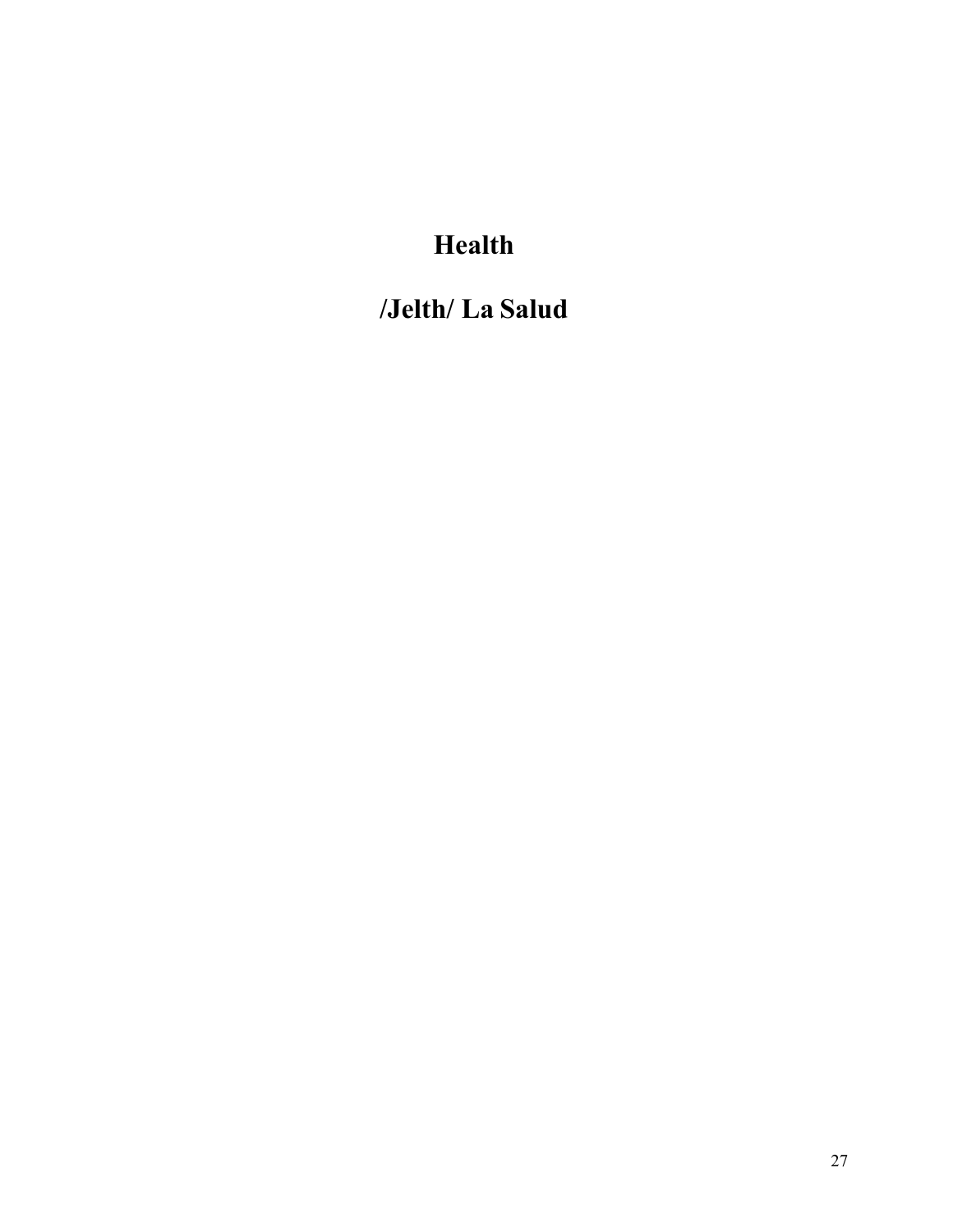# Health

# /Jelth/ La Salud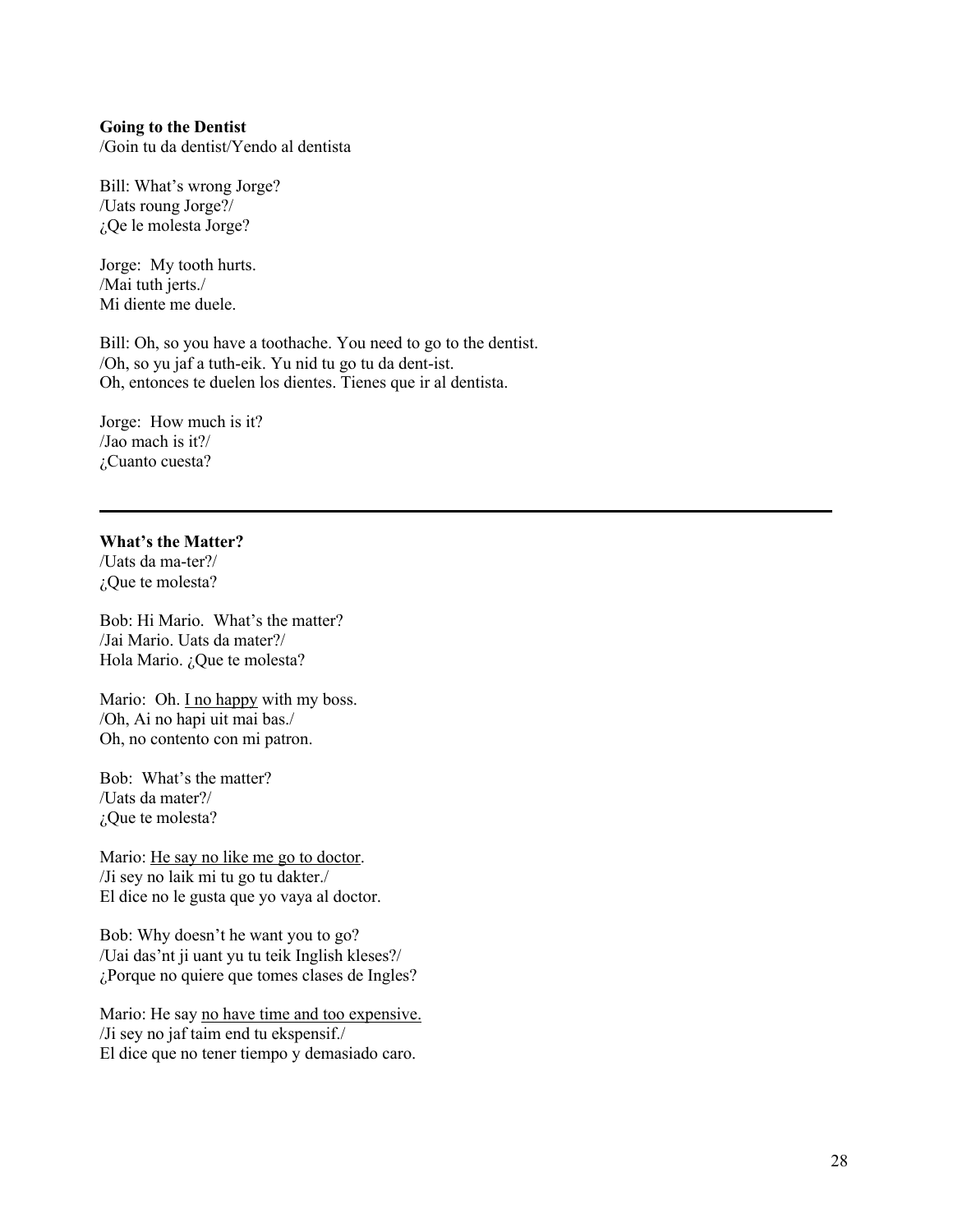**Going to the Dentist**
/Goin tu da dentist/Yendo al dentista

Bill: What's wrong Jorge?
/Uats roung Jorge?/
¿Qe le molesta Jorge?

Jorge: My tooth hurts.
/Mai tuth jerts./
Mi diente me duele.

Bill: Oh, so you have a toothache. You need to go to the dentist.
/Oh, so yu jaf a tuth-eik. Yu nid tu go tu da dent-ist.
Oh, entonces te duelen los dientes. Tienes que ir al dentista.

Jorge: How much is it?
/Jao mach is it?/
¿Cuanto cuesta?

---

**What's the Matter?**
/Uats da ma-ter?/
¿Que te molesta?

Bob: Hi Mario. What's the matter?
/Jai Mario. Uats da mater?/
Hola Mario. ¿Que te molesta?

Mario: Oh. <u>I no happy</u> with my boss.
/Oh, Ai no hapi uit mai bas./
Oh, no contento con mi patron.

Bob: What's the matter?
/Uats da mater?/
¿Que te molesta?

Mario: <u>He say no like me go to doctor</u>.
/Ji sey no laik mi tu go tu dakter./
El dice no le gusta que yo vaya al doctor.

Bob: Why doesn't he want you to go?
/Uai das'nt ji uant yu tu teik Inglish kleses?/
¿Porque no quiere que tomes clases de Ingles?

Mario: He say <u>no have time and too expensive.</u>
/Ji sey no jaf taim end tu ekspensif./
El dice que no tener tiempo y demasiado caro.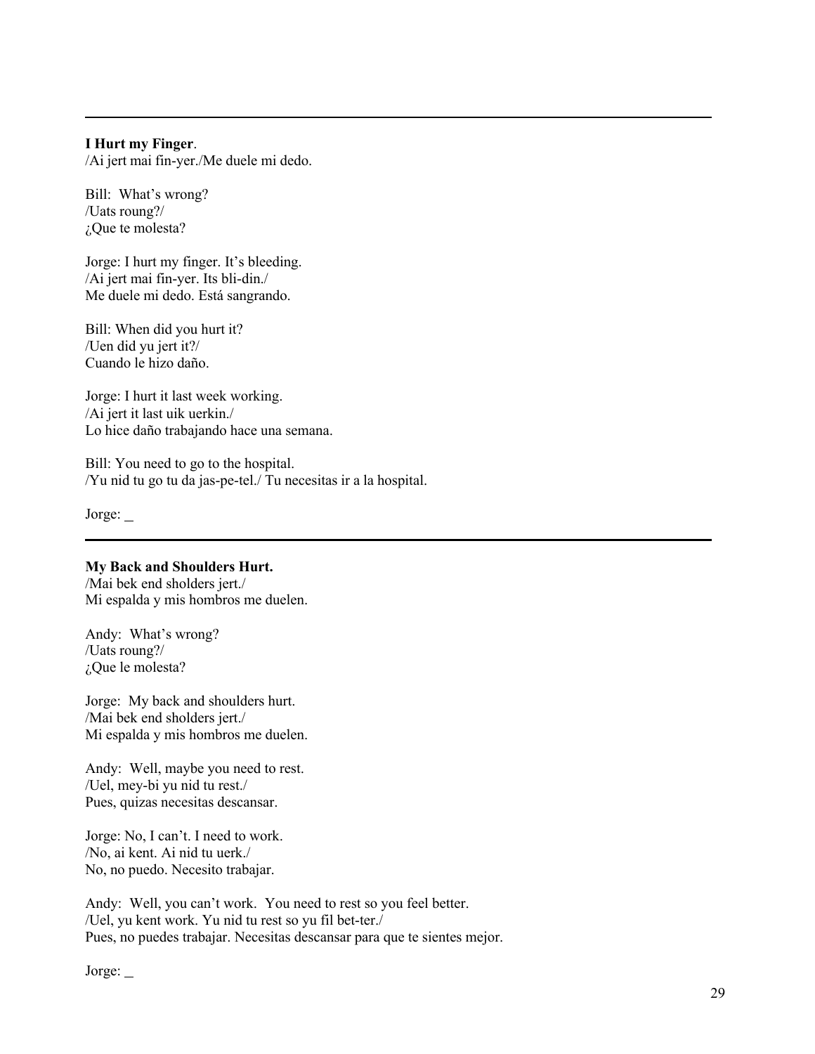---

**I Hurt my Finger**.
/Ai jert mai fin-yer./Me duele mi dedo.

Bill: What's wrong?
/Uats roung?/
¿Que te molesta?

Jorge: I hurt my finger. It's bleeding.
/Ai jert mai fin-yer. Its bli-din./
Me duele mi dedo. Está sangrando.

Bill: When did you hurt it?
/Uen did yu jert it?/
Cuando le hizo daño.

Jorge: I hurt it last week working.
/Ai jert it last uik uerkin./
Lo hice daño trabajando hace una semana.

Bill: You need to go to the hospital.
/Yu nid tu go tu da jas-pe-tel./ Tu necesitas ir a la hospital.

Jorge: _

---

**My Back and Shoulders Hurt.**
/Mai bek end sholders jert./
Mi espalda y mis hombros me duelen.

Andy: What's wrong?
/Uats roung?/
¿Que le molesta?

Jorge: My back and shoulders hurt.
/Mai bek end sholders jert./
Mi espalda y mis hombros me duelen.

Andy: Well, maybe you need to rest.
/Uel, mey-bi yu nid tu rest./
Pues, quizas necesitas descansar.

Jorge: No, I can't. I need to work.
/No, ai kent. Ai nid tu uerk./
No, no puedo. Necesito trabajar.

Andy: Well, you can't work. You need to rest so you feel better.
/Uel, yu kent work. Yu nid tu rest so yu fil bet-ter./
Pues, no puedes trabajar. Necesitas descansar para que te sientes mejor.

Jorge: _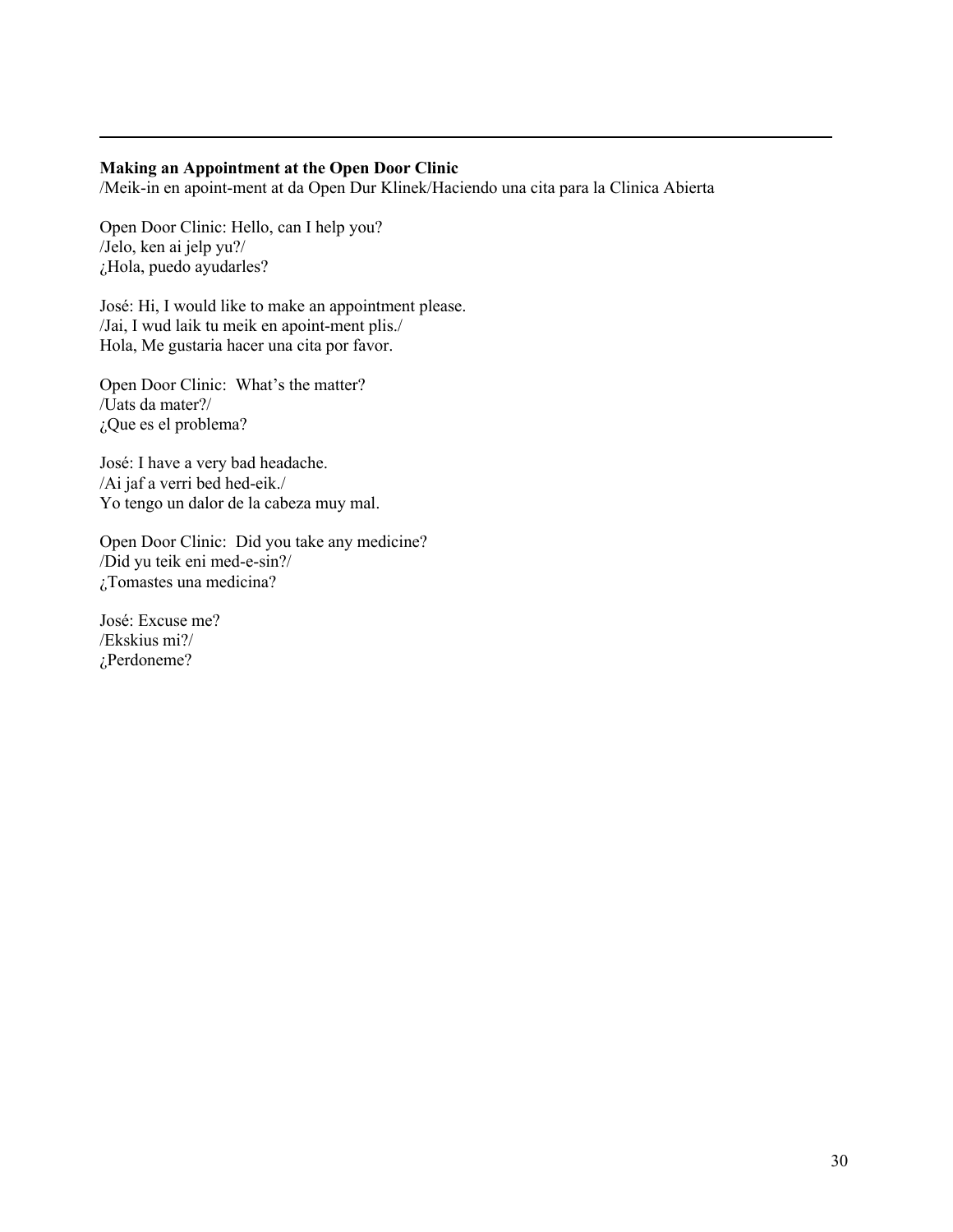**Making an Appointment at the Open Door Clinic**
/Meik-in en apoint-ment at da Open Dur Klinek/Haciendo una cita para la Clinica Abierta

Open Door Clinic: Hello, can I help you?
/Jelo, ken ai jelp yu?/
¿Hola, puedo ayudarles?

José: Hi, I would like to make an appointment please.
/Jai, I wud laik tu meik en apoint-ment plis./
Hola, Me gustaria hacer una cita por favor.

Open Door Clinic: What's the matter?
/Uats da mater?/
¿Que es el problema?

José: I have a very bad headache.
/Ai jaf a verri bed hed-eik./
Yo tengo un dalor de la cabeza muy mal.

Open Door Clinic: Did you take any medicine?
/Did yu teik eni med-e-sin?/
¿Tomastes una medicina?

José: Excuse me?
/Ekskius mi?/
¿Perdoneme?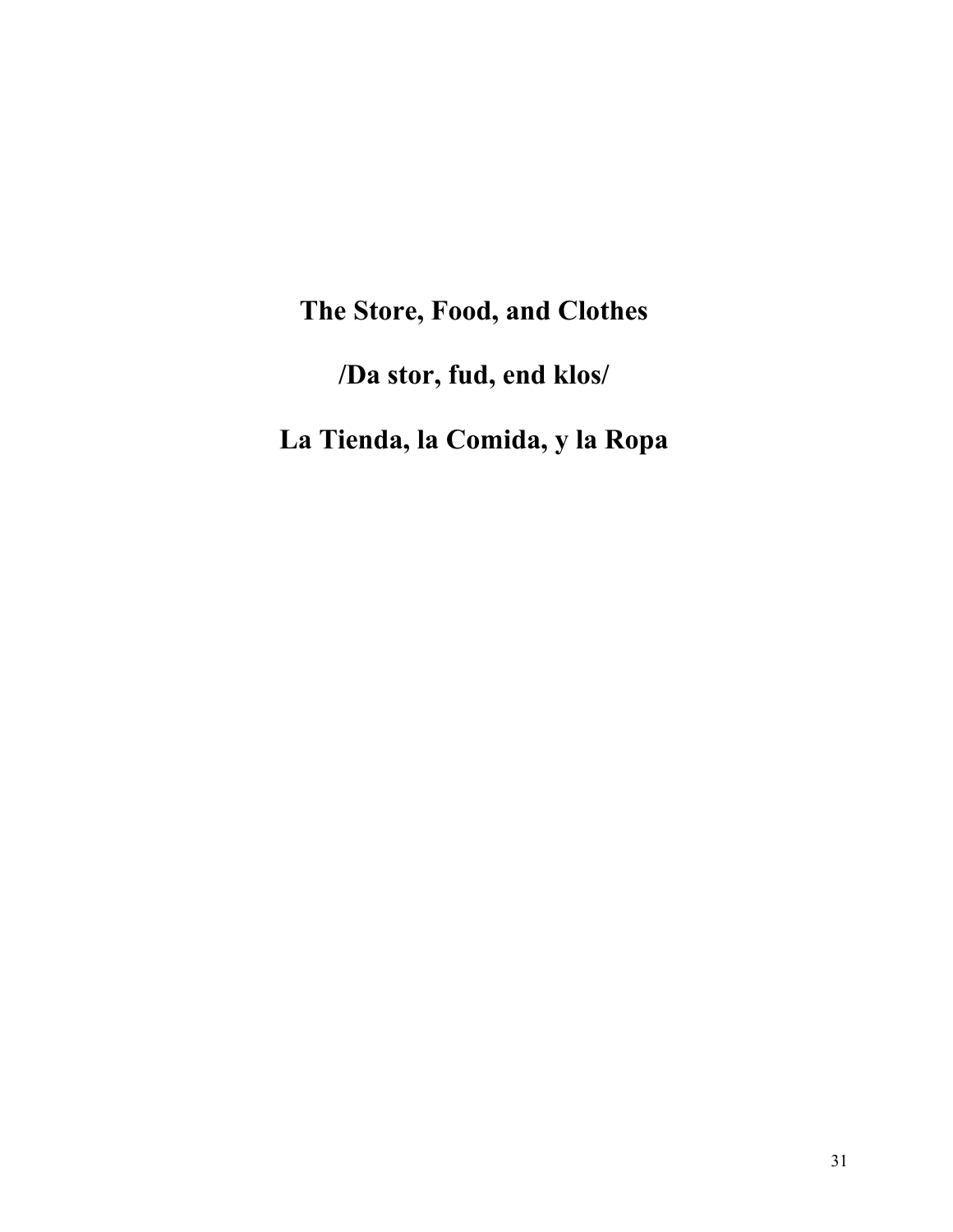# The Store, Food, and Clothes

# /Da stor, fud, end klos/

# La Tienda, la Comida, y la Ropa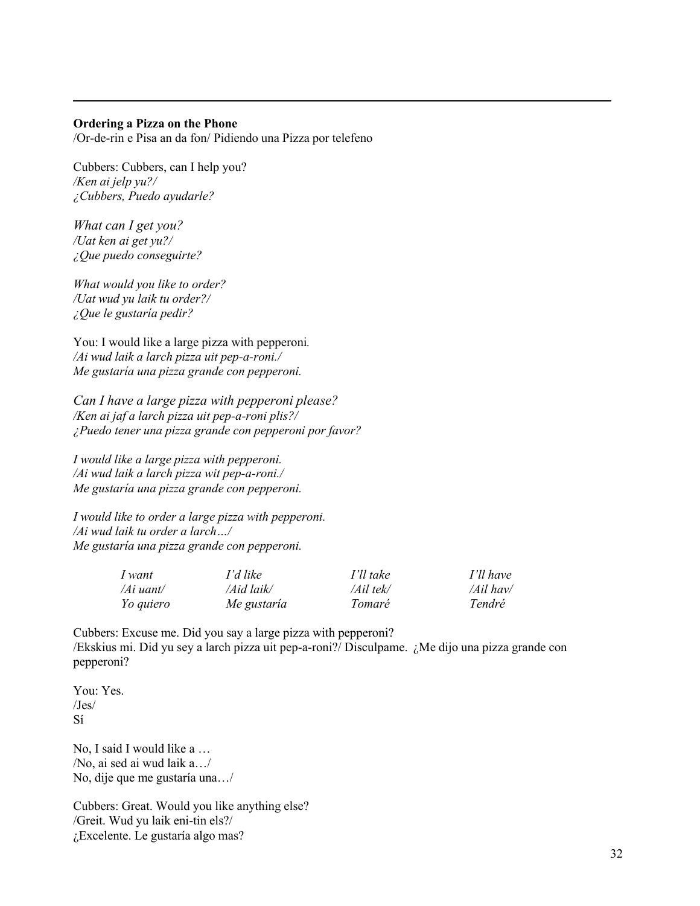**Ordering a Pizza on the Phone**
/Or-de-rin e Pisa an da fon/ Pidiendo una Pizza por telefeno

Cubbers: Cubbers, can I help you?
*/Ken ai jelp yu?/*
*¿Cubbers, Puedo ayudarle?*

*What can I get you?*
*/Uat ken ai get yu?/*
*¿Que puedo conseguirte?*

*What would you like to order?*
*/Uat wud yu laik tu order?/*
*¿Que le gustaría pedir?*

You: I would like a large pizza with pepperoni.
*/Ai wud laik a larch pizza uit pep-a-roni./*
*Me gustaría una pizza grande con pepperoni.*

*Can I have a large pizza with pepperoni please?*
*/Ken ai jaf a larch pizza uit pep-a-roni plis?/*
*¿Puedo tener una pizza grande con pepperoni por favor?*

*I would like a large pizza with pepperoni.*
*/Ai wud laik a larch pizza wit pep-a-roni./*
*Me gustaría una pizza grande con pepperoni.*

*I would like to order a large pizza with pepperoni.*
*/Ai wud laik tu order a larch…/*
*Me gustaría una pizza grande con pepperoni.*

| *I want* | *I'd like* | *I'll take* | *I'll have* |
|---|---|---|---|
| */Ai uant/* | */Aid laik/* | */Ail tek/* | */Ail hav/* |
| *Yo quiero* | *Me gustaría* | *Tomaré* | *Tendré* |

Cubbers: Excuse me. Did you say a large pizza with pepperoni?
/Ekskius mi. Did yu sey a larch pizza uit pep-a-roni?/ Disculpame. ¿Me dijo una pizza grande con pepperoni?

You: Yes.
/Jes/
Sí

No, I said I would like a …
/No, ai sed ai wud laik a…/
No, dije que me gustaría una…/

Cubbers: Great. Would you like anything else?
/Greit. Wud yu laik eni-tin els?/
¿Excelente. Le gustaría algo mas?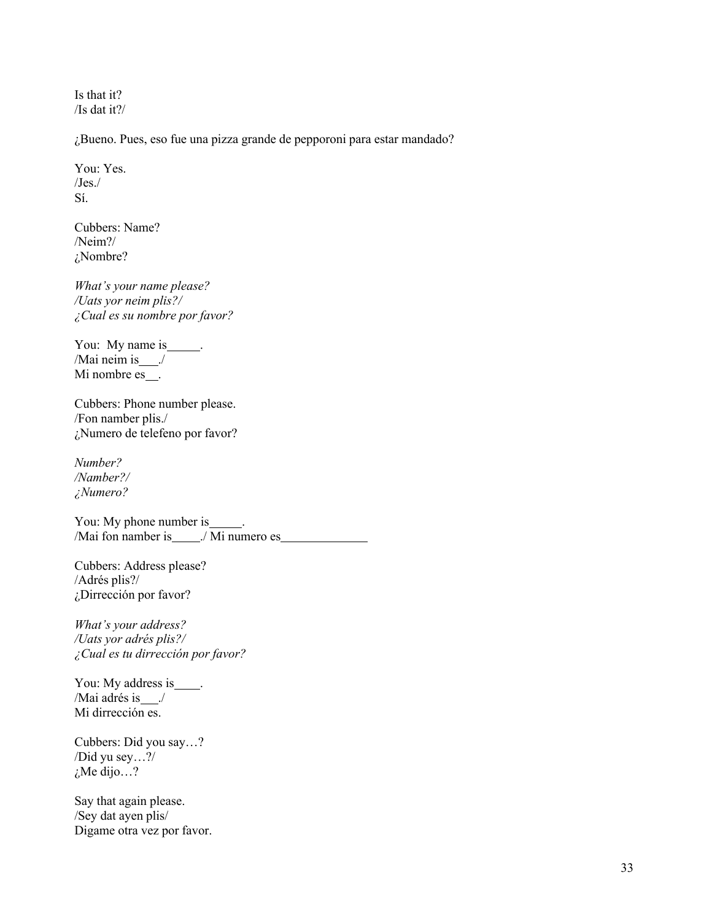Is that it?
/Is dat it?/

¿Bueno. Pues, eso fue una pizza grande de pepporoni para estar mandado?

You: Yes.
/Jes./
Sí.

Cubbers: Name?
/Neim?/
¿Nombre?

*What's your name please?*
*/Uats yor neim plis?/*
*¿Cual es su nombre por favor?*

You: My name is_____.
/Mai neim is___./
Mi nombre es__.

Cubbers: Phone number please.
/Fon namber plis./
¿Numero de telefeno por favor?

*Number?*
*/Namber?/*
*¿Numero?*

You: My phone number is_____.
/Mai fon namber is_____./ Mi numero es______________

Cubbers: Address please?
/Adrés plis?/
¿Dirrección por favor?

*What's your address?*
*/Uats yor adrés plis?/*
*¿Cual es tu dirrección por favor?*

You: My address is____.
/Mai adrés is___./
Mi dirrección es.

Cubbers: Did you say…?
/Did yu sey…?/
¿Me dijo…?

Say that again please.
/Sey dat ayen plis/
Digame otra vez por favor.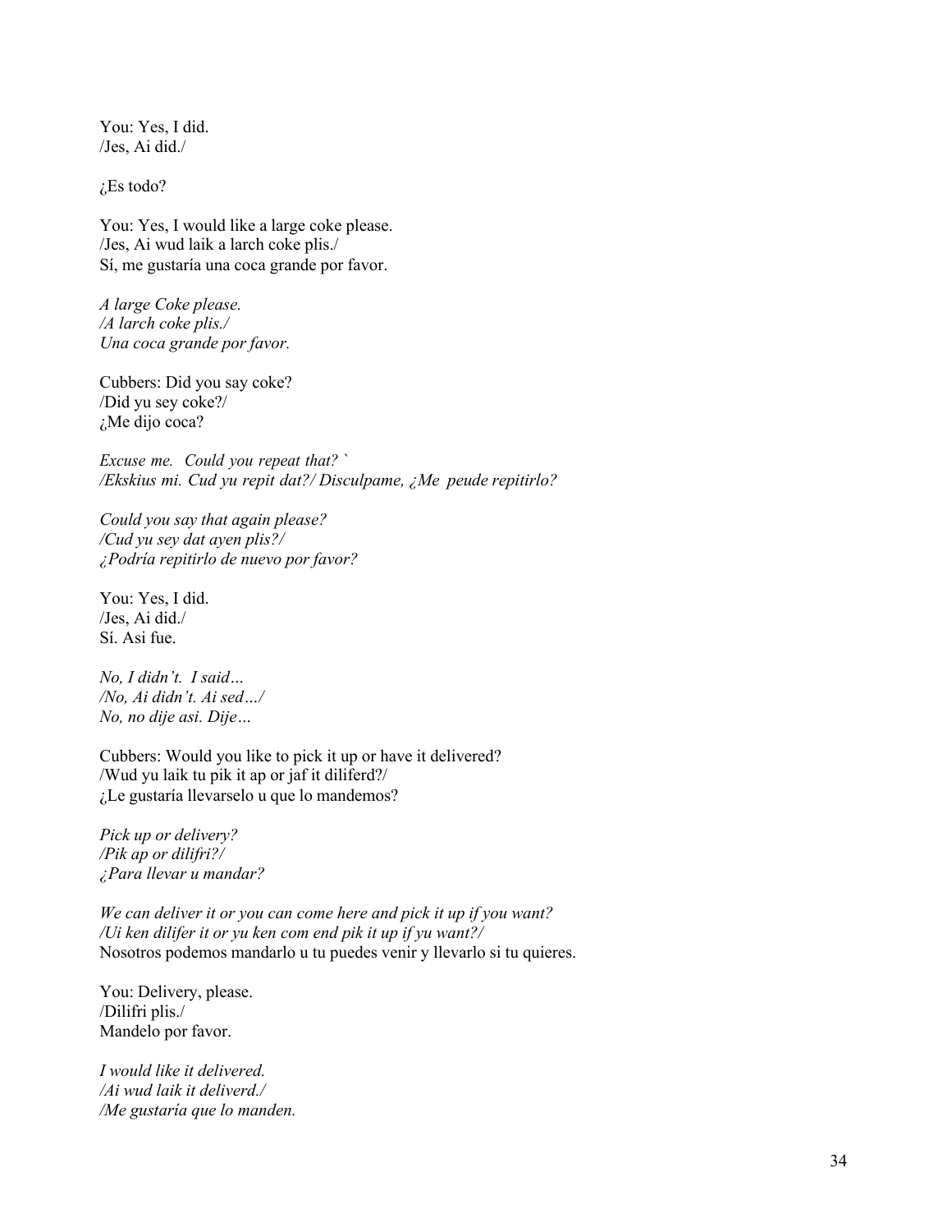You: Yes, I did.
/Jes, Ai did./

¿Es todo?

You: Yes, I would like a large coke please.
/Jes, Ai wud laik a larch coke plis./
Sí, me gustaría una coca grande por favor.

*A large Coke please.*
*/A larch coke plis./*
*Una coca grande por favor.*

Cubbers: Did you say coke?
/Did yu sey coke?/
¿Me dijo coca?

*Excuse me. Could you repeat that? `*
*/Ekskius mi. Cud yu repit dat?/ Disculpame, ¿Me peude repitirlo?*

*Could you say that again please?*
*/Cud yu sey dat ayen plis?/*
*¿Podría repitirlo de nuevo por favor?*

You: Yes, I did.
/Jes, Ai did./
Sí. Asi fue.

*No, I didn't. I said…*
*/No, Ai didn't. Ai sed…/*
*No, no dije asi. Dije…*

Cubbers: Would you like to pick it up or have it delivered?
/Wud yu laik tu pik it ap or jaf it diliferd?/
¿Le gustaría llevarselo u que lo mandemos?

*Pick up or delivery?*
*/Pik ap or dilifri?/*
*¿Para llevar u mandar?*

*We can deliver it or you can come here and pick it up if you want?*
*/Ui ken dilifer it or yu ken com end pik it up if yu want?/*
Nosotros podemos mandarlo u tu puedes venir y llevarlo si tu quieres.

You: Delivery, please.
/Dilifri plis./
Mandelo por favor.

*I would like it delivered.*
*/Ai wud laik it deliverd./*
*/Me gustaría que lo manden.*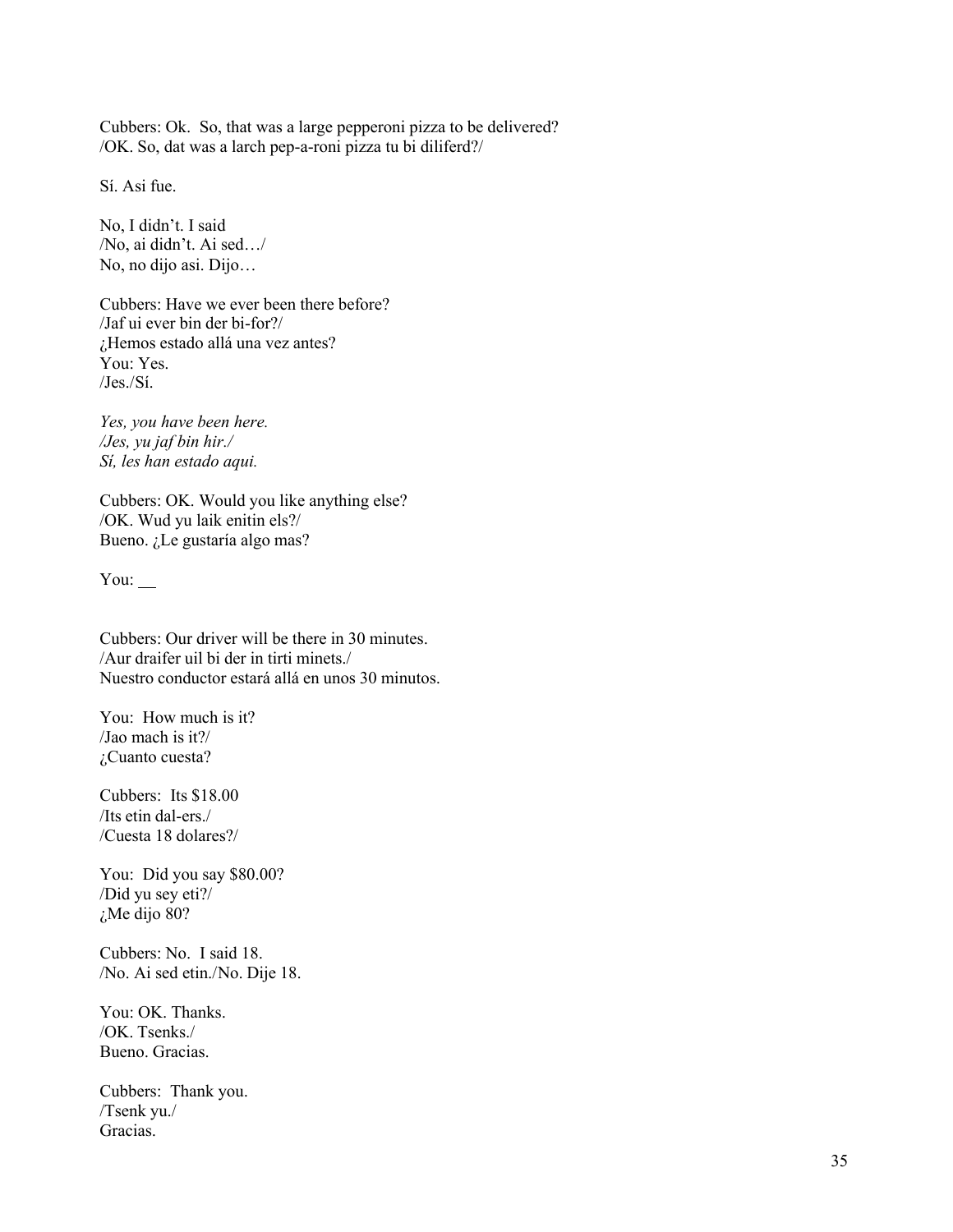Cubbers: Ok. So, that was a large pepperoni pizza to be delivered?
/OK. So, dat was a larch pep-a-roni pizza tu bi diliferd?/

Sí. Asi fue.

No, I didn't. I said
/No, ai didn't. Ai sed…/
No, no dijo asi. Dijo…

Cubbers: Have we ever been there before?
/Jaf ui ever bin der bi-for?/
¿Hemos estado allá una vez antes?
You: Yes.
/Jes./Sí.

*Yes, you have been here.*
*/Jes, yu jaf bin hir./*
*Sí, les han estado aqui.*

Cubbers: OK. Would you like anything else?
/OK. Wud yu laik enitin els?/
Bueno. ¿Le gustaría algo mas?

You: __

Cubbers: Our driver will be there in 30 minutes.
/Aur draifer uil bi der in tirti minets./
Nuestro conductor estará allá en unos 30 minutos.

You: How much is it?
/Jao mach is it?/
¿Cuanto cuesta?

Cubbers: Its $18.00
/Its etin dal-ers./
/Cuesta 18 dolares?/

You: Did you say $80.00?
/Did yu sey eti?/
¿Me dijo 80?

Cubbers: No. I said 18.
/No. Ai sed etin./No. Dije 18.

You: OK. Thanks.
/OK. Tsenks./
Bueno. Gracias.

Cubbers: Thank you.
/Tsenk yu./
Gracias.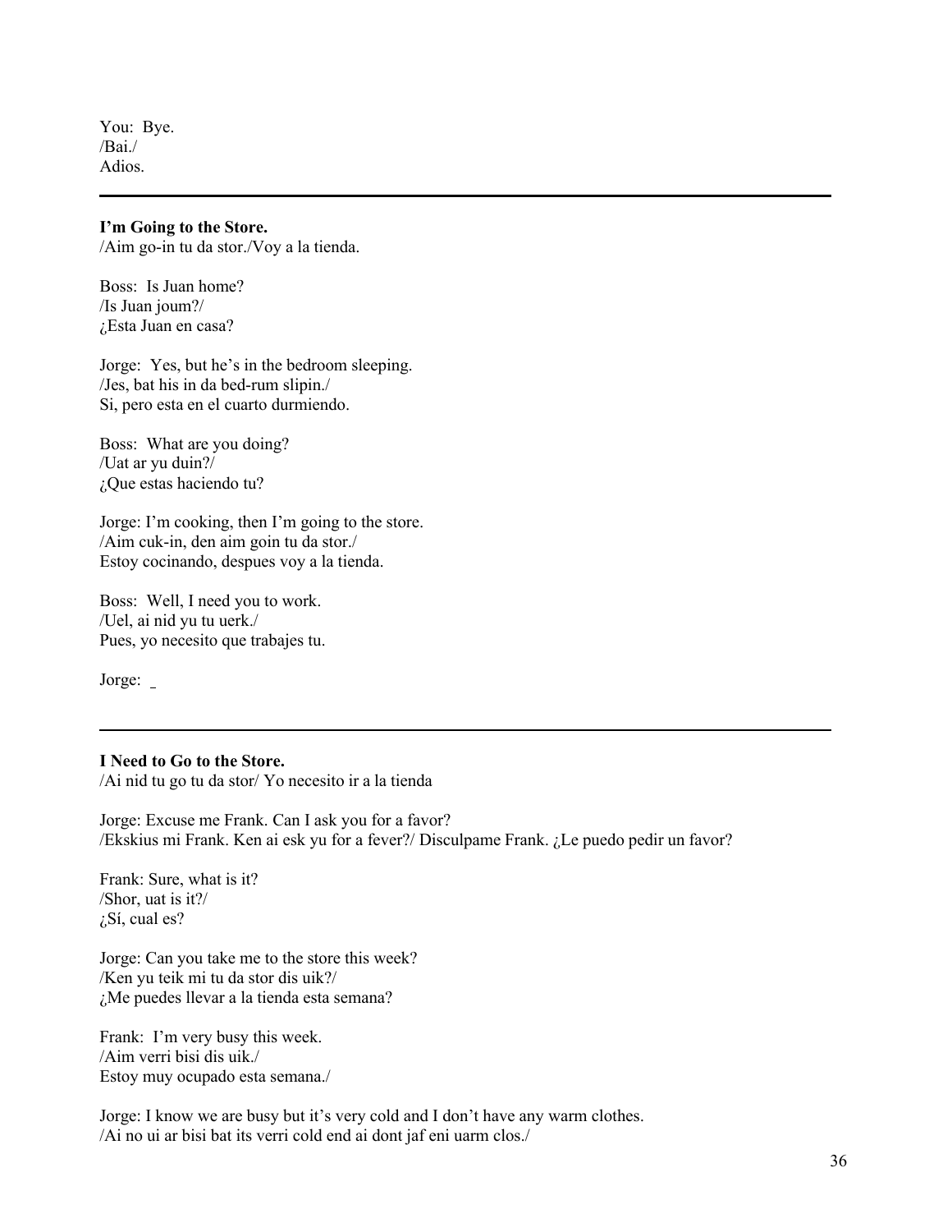You: Bye.
/Bai./
Adios.

---

**I'm Going to the Store.**
/Aim go-in tu da stor./Voy a la tienda.

Boss: Is Juan home?
/Is Juan joum?/
¿Esta Juan en casa?

Jorge: Yes, but he's in the bedroom sleeping.
/Jes, bat his in da bed-rum slipin./
Si, pero esta en el cuarto durmiendo.

Boss: What are you doing?
/Uat ar yu duin?/
¿Que estas haciendo tu?

Jorge: I'm cooking, then I'm going to the store.
/Aim cuk-in, den aim goin tu da stor./
Estoy cocinando, despues voy a la tienda.

Boss: Well, I need you to work.
/Uel, ai nid yu tu uerk./
Pues, yo necesito que trabajes tu.

Jorge: _

---

**I Need to Go to the Store.**
/Ai nid tu go tu da stor/ Yo necesito ir a la tienda

Jorge: Excuse me Frank. Can I ask you for a favor?
/Ekskius mi Frank. Ken ai esk yu for a fever?/ Disculpame Frank. ¿Le puedo pedir un favor?

Frank: Sure, what is it?
/Shor, uat is it?/
¿Sí, cual es?

Jorge: Can you take me to the store this week?
/Ken yu teik mi tu da stor dis uik?/
¿Me puedes llevar a la tienda esta semana?

Frank: I'm very busy this week.
/Aim verri bisi dis uik./
Estoy muy ocupado esta semana./

Jorge: I know we are busy but it's very cold and I don't have any warm clothes.
/Ai no ui ar bisi bat its verri cold end ai dont jaf eni uarm clos./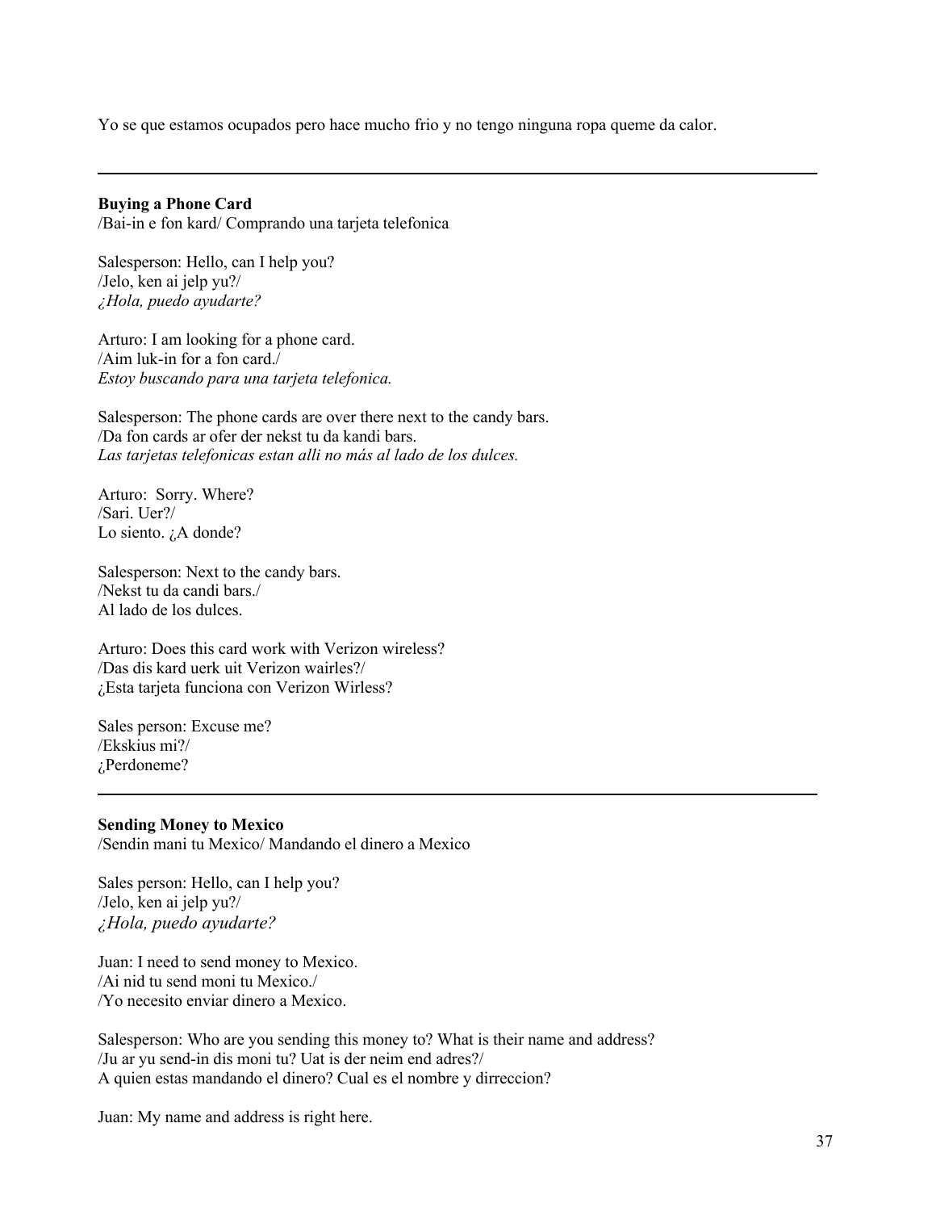Yo se que estamos ocupados pero hace mucho frio y no tengo ninguna ropa queme da calor.

---

**Buying a Phone Card**
/Bai-in e fon kard/ Comprando una tarjeta telefonica

Salesperson: Hello, can I help you?
/Jelo, ken ai jelp yu?/
*¿Hola, puedo ayudarte?*

Arturo: I am looking for a phone card.
/Aim luk-in for a fon card./
*Estoy buscando para una tarjeta telefonica.*

Salesperson: The phone cards are over there next to the candy bars.
/Da fon cards ar ofer der nekst tu da kandi bars.
*Las tarjetas telefonicas estan alli no más al lado de los dulces.*

Arturo: Sorry. Where?
/Sari. Uer?/
Lo siento. ¿A donde?

Salesperson: Next to the candy bars.
/Nekst tu da candi bars./
Al lado de los dulces.

Arturo: Does this card work with Verizon wireless?
/Das dis kard uerk uit Verizon wairles?/
¿Esta tarjeta funciona con Verizon Wirless?

Sales person: Excuse me?
/Ekskius mi?/
¿Perdoneme?

---

**Sending Money to Mexico**
/Sendin mani tu Mexico/ Mandando el dinero a Mexico

Sales person: Hello, can I help you?
/Jelo, ken ai jelp yu?/
*¿Hola, puedo ayudarte?*

Juan: I need to send money to Mexico.
/Ai nid tu send moni tu Mexico./
/Yo necesito enviar dinero a Mexico.

Salesperson: Who are you sending this money to? What is their name and address?
/Ju ar yu send-in dis moni tu? Uat is der neim end adres?/
A quien estas mandando el dinero? Cual es el nombre y dirreccion?

Juan: My name and address is right here.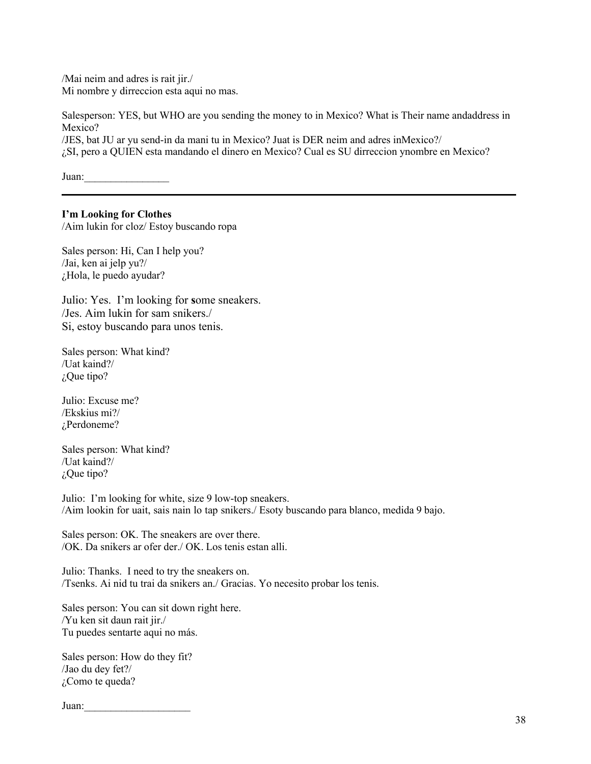/Mai neim and adres is rait jir./
Mi nombre y dirreccion esta aqui no mas.

Salesperson: YES, but WHO are you sending the money to in Mexico? What is Their name andaddress in Mexico?
/JES, bat JU ar yu send-in da mani tu in Mexico? Juat is DER neim and adres inMexico?/
¿SI, pero a QUIEN esta mandando el dinero en Mexico? Cual es SU dirreccion ynombre en Mexico?

Juan:________________

---

**I'm Looking for Clothes**
/Aim lukin for cloz/ Estoy buscando ropa

Sales person: Hi, Can I help you?
/Jai, ken ai jelp yu?/
¿Hola, le puedo ayudar?

Julio: Yes. I'm looking for **s**ome sneakers.
/Jes. Aim lukin for sam snikers./
Si, estoy buscando para unos tenis.

Sales person: What kind?
/Uat kaind?/
¿Que tipo?

Julio: Excuse me?
/Ekskius mi?/
¿Perdoneme?

Sales person: What kind?
/Uat kaind?/
¿Que tipo?

Julio: I'm looking for white, size 9 low-top sneakers.
/Aim lookin for uait, sais nain lo tap snikers./ Esoty buscando para blanco, medida 9 bajo.

Sales person: OK. The sneakers are over there.
/OK. Da snikers ar ofer der./ OK. Los tenis estan alli.

Julio: Thanks. I need to try the sneakers on.
/Tsenks. Ai nid tu trai da snikers an./ Gracias. Yo necesito probar los tenis.

Sales person: You can sit down right here.
/Yu ken sit daun rait jir./
Tu puedes sentarte aqui no más.

Sales person: How do they fit?
/Jao du dey fet?/
¿Como te queda?

Juan:____________________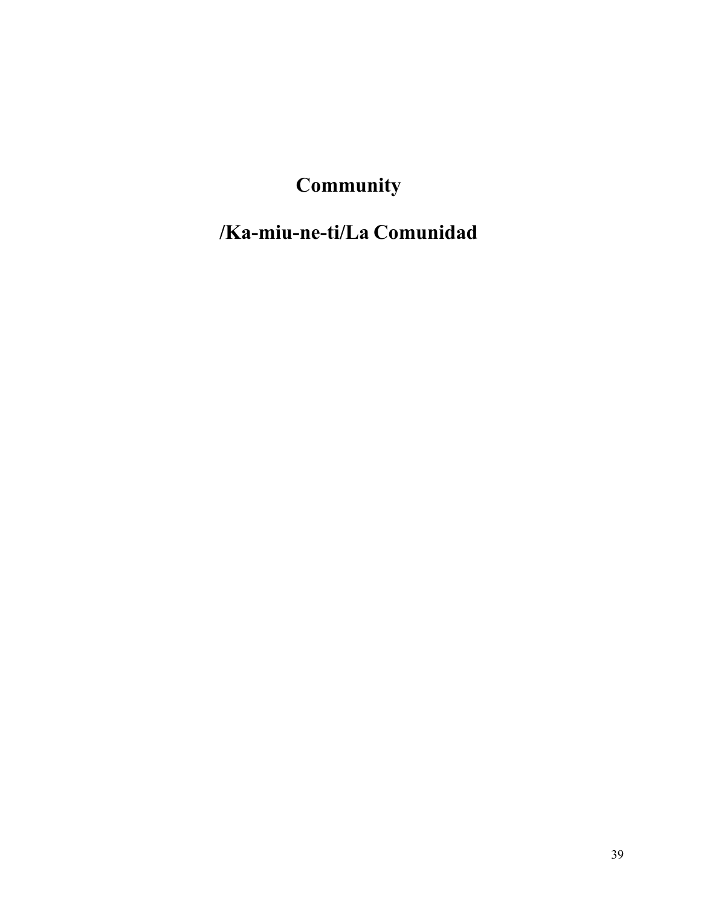# Community

## /Ka-miu-ne-ti/La Comunidad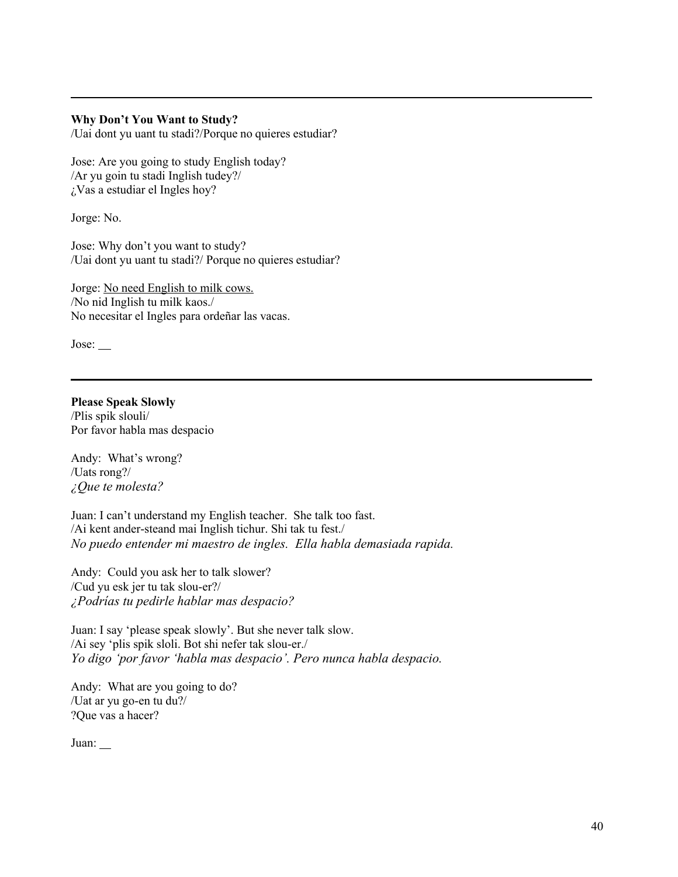---

**Why Don't You Want to Study?**
/Uai dont yu uant tu stadi?/Porque no quieres estudiar?

Jose: Are you going to study English today?
/Ar yu goin tu stadi Inglish tudey?/
¿Vas a estudiar el Ingles hoy?

Jorge: No.

Jose: Why don't you want to study?
/Uai dont yu uant tu stadi?/ Porque no quieres estudiar?

Jorge: <u>No need English to milk cows.</u>
/No nid Inglish tu milk kaos./
No necesitar el Ingles para ordeñar las vacas.

Jose: __

---

**Please Speak Slowly**
/Plis spik slouli/
Por favor habla mas despacio

Andy: What's wrong?
/Uats rong?/
*¿Que te molesta?*

Juan: I can't understand my English teacher. She talk too fast.
/Ai kent ander-steand mai Inglish tichur. Shi tak tu fest./
*No puedo entender mi maestro de ingles. Ella habla demasiada rapida.*

Andy: Could you ask her to talk slower?
/Cud yu esk jer tu tak slou-er?/
*¿Podrías tu pedirle hablar mas despacio?*

Juan: I say 'please speak slowly'. But she never talk slow.
/Ai sey 'plis spik sloli. Bot shi nefer tak slou-er./
*Yo digo 'por favor 'habla mas despacio'. Pero nunca habla despacio.*

Andy: What are you going to do?
/Uat ar yu go-en tu du?/
?Que vas a hacer?

Juan: __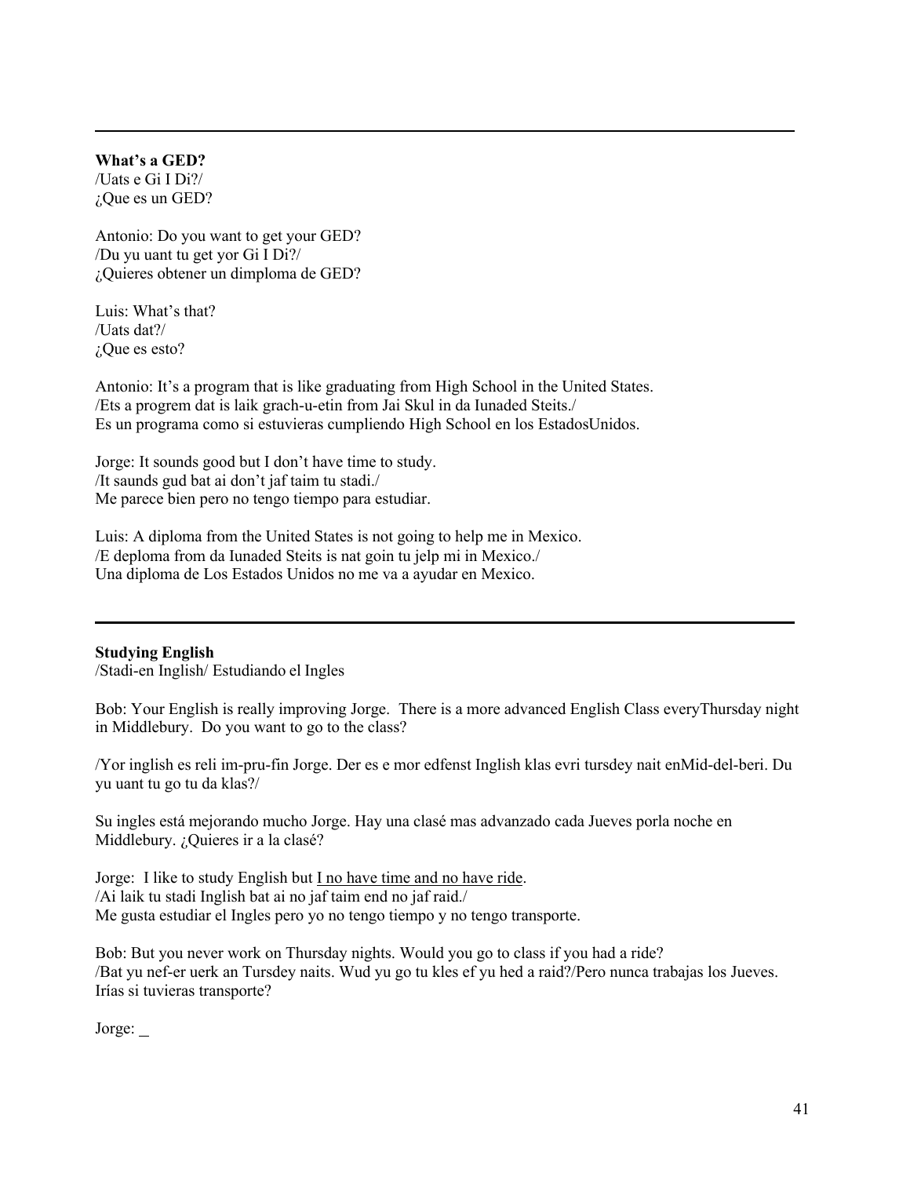---

**What's a GED?**
/Uats e Gi I Di?/
¿Que es un GED?

Antonio: Do you want to get your GED?
/Du yu uant tu get yor Gi I Di?/
¿Quieres obtener un dimploma de GED?

Luis: What's that?
/Uats dat?/
¿Que es esto?

Antonio: It's a program that is like graduating from High School in the United States.
/Ets a progrem dat is laik grach-u-etin from Jai Skul in da Iunaded Steits./
Es un programa como si estuvieras cumpliendo High School en los EstadosUnidos.

Jorge: It sounds good but I don't have time to study.
/It saunds gud bat ai don't jaf taim tu stadi./
Me parece bien pero no tengo tiempo para estudiar.

Luis: A diploma from the United States is not going to help me in Mexico.
/E deploma from da Iunaded Steits is nat goin tu jelp mi in Mexico./
Una diploma de Los Estados Unidos no me va a ayudar en Mexico.

---

**Studying English**
/Stadi-en Inglish/ Estudiando el Ingles

Bob: Your English is really improving Jorge. There is a more advanced English Class everyThursday night in Middlebury. Do you want to go to the class?

/Yor inglish es reli im-pru-fin Jorge. Der es e mor edfenst Inglish klas evri tursdey nait enMid-del-beri. Du yu uant tu go tu da klas?/

Su ingles está mejorando mucho Jorge. Hay una clasé mas advanzado cada Jueves porla noche en Middlebury. ¿Quieres ir a la clasé?

Jorge: I like to study English but <u>I no have time and no have ride</u>.
/Ai laik tu stadi Inglish bat ai no jaf taim end no jaf raid./
Me gusta estudiar el Ingles pero yo no tengo tiempo y no tengo transporte.

Bob: But you never work on Thursday nights. Would you go to class if you had a ride?
/Bat yu nef-er uerk an Tursdey naits. Wud yu go tu kles ef yu hed a raid?/Pero nunca trabajas los Jueves. Irías si tuvieras transporte?

Jorge: _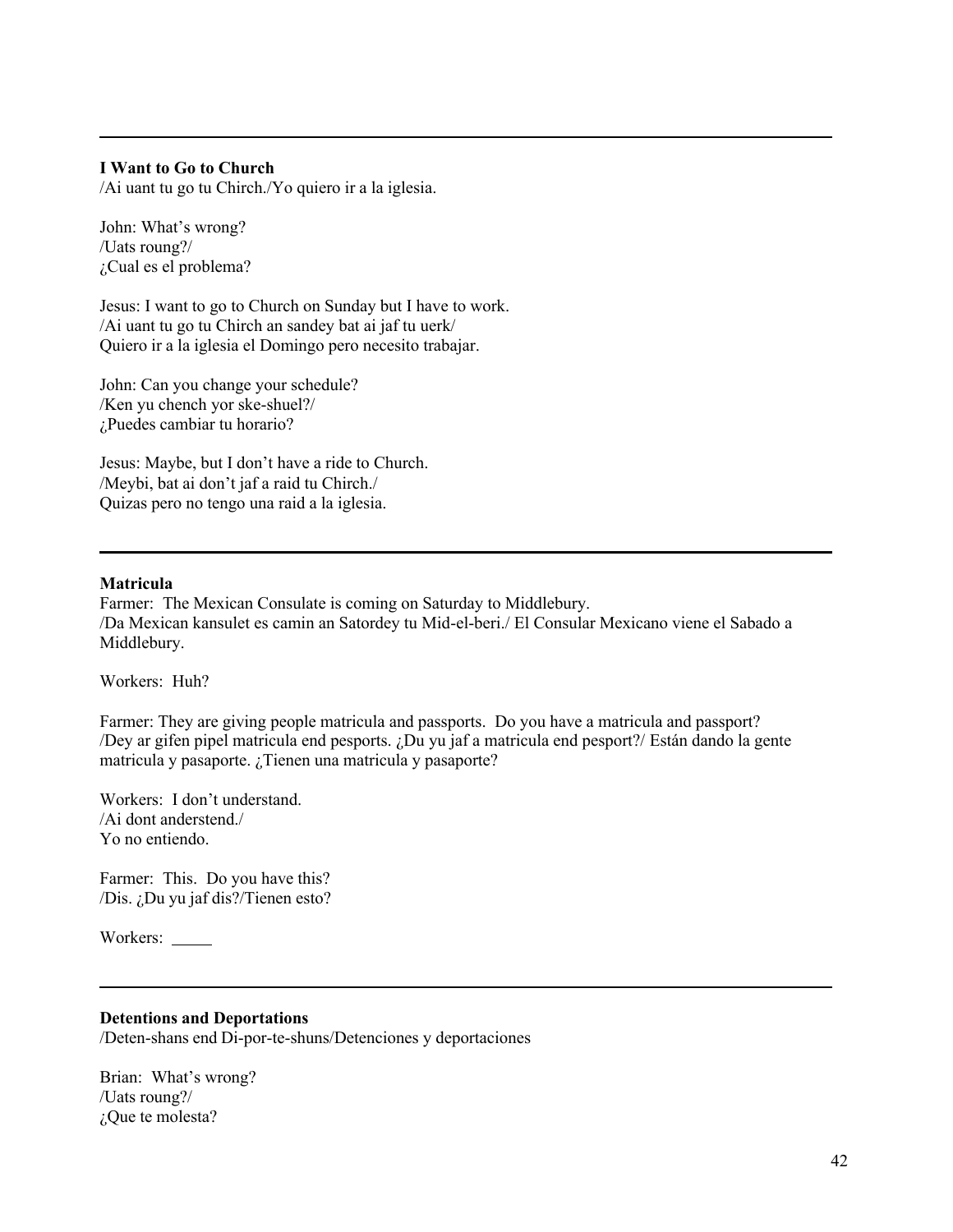---

**I Want to Go to Church**
/Ai uant tu go tu Chirch./Yo quiero ir a la iglesia.

John: What's wrong?
/Uats roung?/
¿Cual es el problema?

Jesus: I want to go to Church on Sunday but I have to work.
/Ai uant tu go tu Chirch an sandey bat ai jaf tu uerk/
Quiero ir a la iglesia el Domingo pero necesito trabajar.

John: Can you change your schedule?
/Ken yu chench yor ske-shuel?/
¿Puedes cambiar tu horario?

Jesus: Maybe, but I don't have a ride to Church.
/Meybi, bat ai don't jaf a raid tu Chirch./
Quizas pero no tengo una raid a la iglesia.

---

**Matricula**
Farmer: The Mexican Consulate is coming on Saturday to Middlebury.
/Da Mexican kansulet es camin an Satordey tu Mid-el-beri./ El Consular Mexicano viene el Sabado a Middlebury.

Workers: Huh?

Farmer: They are giving people matricula and passports. Do you have a matricula and passport?
/Dey ar gifen pipel matricula end pesports. ¿Du yu jaf a matricula end pesport?/ Están dando la gente matricula y pasaporte. ¿Tienen una matricula y pasaporte?

Workers: I don't understand.
/Ai dont anderstend./
Yo no entiendo.

Farmer: This. Do you have this?
/Dis. ¿Du yu jaf dis?/Tienen esto?

Workers: _____

---

**Detentions and Deportations**
/Deten-shans end Di-por-te-shuns/Detenciones y deportaciones

Brian: What's wrong?
/Uats roung?/
¿Que te molesta?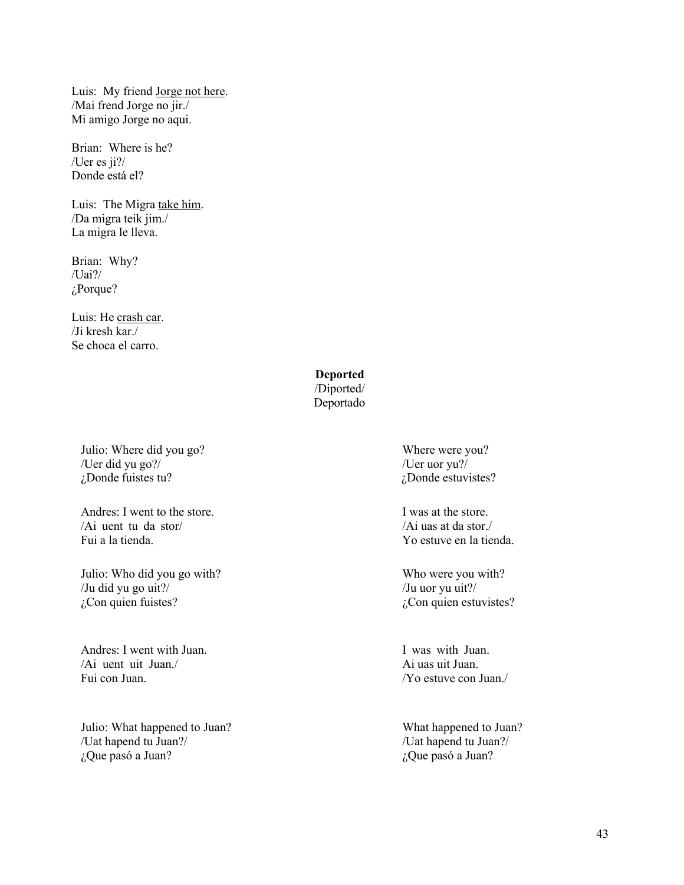Luis: My friend <u>Jorge not here</u>.
/Mai frend Jorge no jir./
Mi amigo Jorge no aqui.

Brian: Where is he?
/Uer es ji?/
Donde está el?

Luis: The Migra <u>take him</u>.
/Da migra teik jim./
La migra le lleva.

Brian: Why?
/Uai?/
¿Porque?

Luis: He <u>crash car</u>.
/Ji kresh kar./
Se choca el carro.

**Deported**
/Diported/
Deportado

Julio: Where did you go?
/Uer did yu go?/
¿Donde fuistes tu?

Andres: I went to the store.
/Ai uent tu da stor/
Fui a la tienda.

Julio: Who did you go with?
/Ju did yu go uit?/
¿Con quien fuistes?

Andres: I went with Juan.
/Ai uent uit Juan./
Fui con Juan.

Julio: What happened to Juan?
/Uat hapend tu Juan?/
¿Que pasó a Juan?

Where were you?
/Uer uor yu?/
¿Donde estuvistes?

I was at the store.
/Ai uas at da stor./
Yo estuve en la tienda.

Who were you with?
/Ju uor yu uit?/
¿Con quien estuvistes?

I was with Juan.
Ai uas uit Juan.
/Yo estuve con Juan./

What happened to Juan?
/Uat hapend tu Juan?/
¿Que pasó a Juan?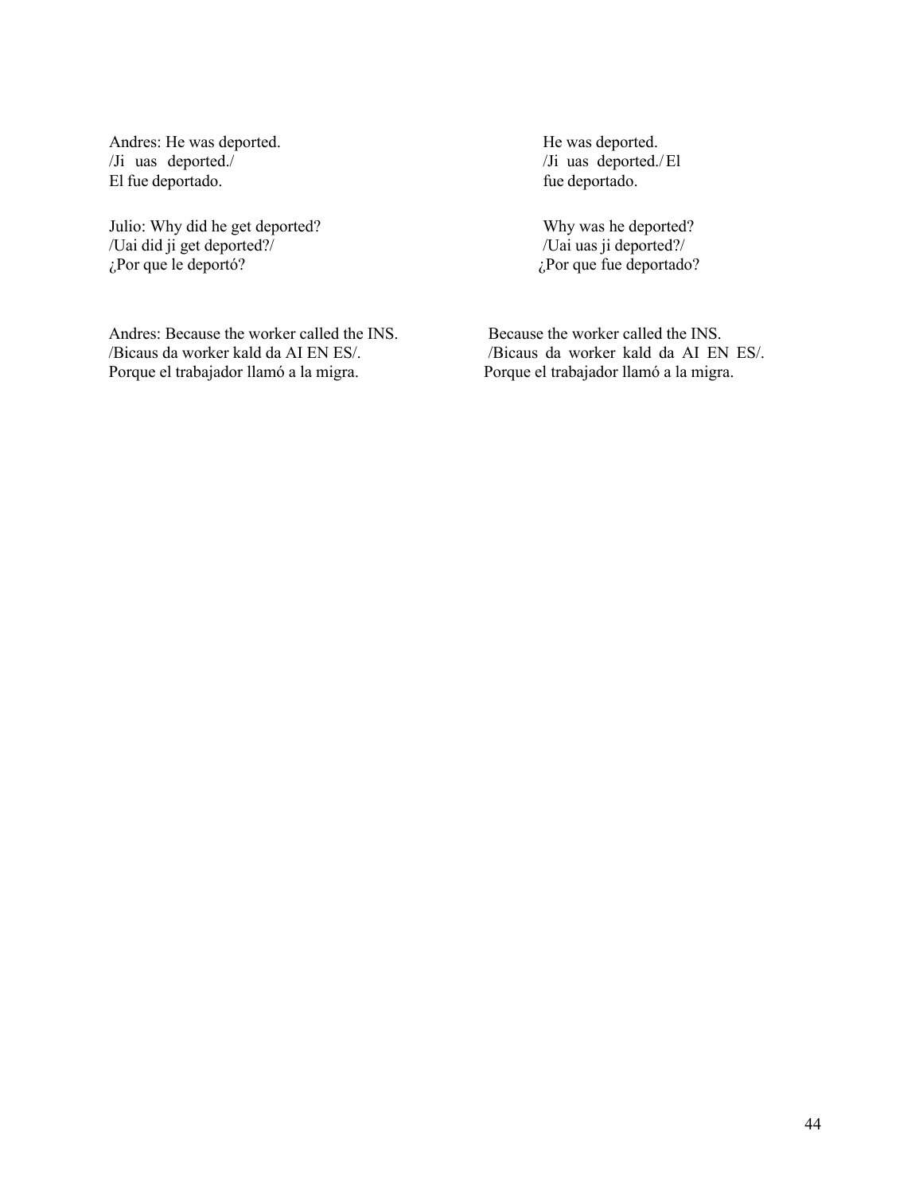Andres: He was deported.
/Ji uas deported./
El fue deportado.

He was deported.
/Ji uas deported./ El fue deportado.

Julio: Why did he get deported?
/Uai did ji get deported?/
¿Por que le deportó?

Why was he deported?
/Uai uas ji deported?/
¿Por que fue deportado?

Andres: Because the worker called the INS.
/Bicaus da worker kald da AI EN ES/.
Porque el trabajador llamó a la migra.

Because the worker called the INS.
/Bicaus da worker kald da AI EN ES/.
Porque el trabajador llamó a la migra.